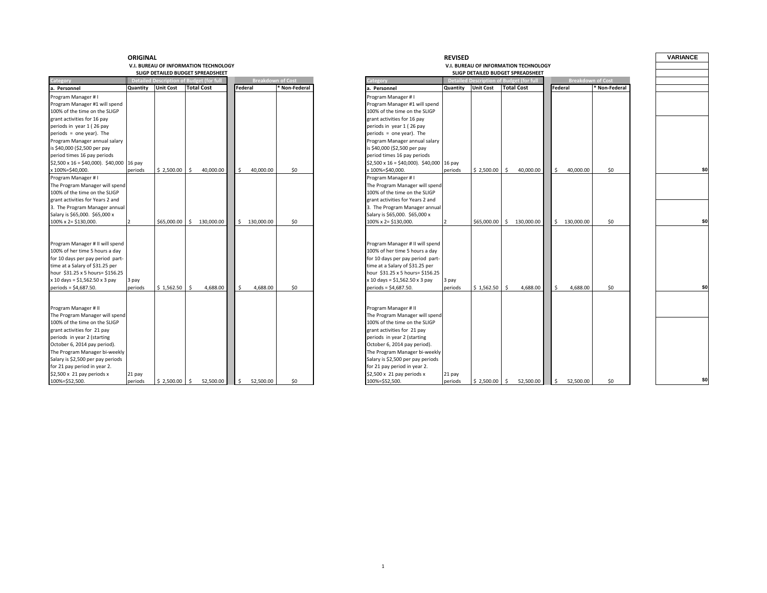## ORIGINAL

**V.I. BUREAU OF INFORMATION TECHNOLOGY**

**SLIGP DETAILED BUDGET SPREADSHEET**

| Category | Detailed Description of Budget (for full | | | Breakdown of Cost | |
|---|---|---|---|---|---|
| a. Personnel | Quantity | Unit Cost | Total Cost | Federal | * Non-Federal |
| Program Manager # I Program Manager #1 will spend 100% of the time on the SLIGP grant activities for 16 pay periods in year 1 ( 26 pay periods = one year). The Program Manager annual salary is $40,000 ($2,500 per pay period times 16 pay periods $2,500 x 16 = $40,000). $40,000 x 100%=$40,000. | 16 pay periods | $ 2,500.00 | $ 40,000.00 | $ 40,000.00 | $0 |
| Program Manager # I The Program Manager will spend 100% of the time on the SLIGP grant activities for Years 2 and 3. The Program Manager annual Salary is $65,000. $65,000 x 100% x 2= $130,000. | 2 | $65,000.00 | $ 130,000.00 | $ 130,000.00 | $0 |
| Program Manager # II will spend 100% of her time 5 hours a day for 10 days per pay period part-time at a Salary of $31.25 per hour $31.25 x 5 hours= $156.25 x 10 days = $1,562.50 x 3 pay periods = $4,687.50. | 3 pay periods | $ 1,562.50 | $ 4,688.00 | $ 4,688.00 | $0 |
| Program Manager # II The Program Manager will spend 100% of the time on the SLIGP grant activities for 21 pay periods in year 2 (starting October 6, 2014 pay period). The Program Manager bi-weekly Salary is $2,500 per pay periods for 21 pay period in year 2. $2,500 x 21 pay periods x 100%=$52,500. | 21 pay periods | $ 2,500.00 | $ 52,500.00 | $ 52,500.00 | $0 |

## REVISED

**V.I. BUREAU OF INFORMATION TECHNOLOGY**

**SLIGP DETAILED BUDGET SPREADSHEET**

| Category | Detailed Description of Budget (for full | | | Breakdown of Cost | | VARIANCE |
|---|---|---|---|---|---|---|
| a. Personnel | Quantity | Unit Cost | Total Cost | Federal | * Non-Federal | |
| Program Manager # I Program Manager #1 will spend 100% of the time on the SLIGP grant activities for 16 pay periods in year 1 ( 26 pay periods = one year). The Program Manager annual salary is $40,000 ($2,500 per pay period times 16 pay periods $2,500 x 16 = $40,000). $40,000 x 100%=$40,000. | 16 pay periods | $ 2,500.00 | $ 40,000.00 | $ 40,000.00 | $0 | $0 |
| Program Manager # I The Program Manager will spend 100% of the time on the SLIGP grant activities for Years 2 and 3. The Program Manager annual Salary is $65,000. $65,000 x 100% x 2= $130,000. | 2 | $65,000.00 | $ 130,000.00 | $ 130,000.00 | $0 | $0 |
| Program Manager # II will spend 100% of her time 5 hours a day for 10 days per pay period part-time at a Salary of $31.25 per hour $31.25 x 5 hours= $156.25 x 10 days = $1,562.50 x 3 pay periods = $4,687.50. | 3 pay periods | $ 1,562.50 | $ 4,688.00 | $ 4,688.00 | $0 | $0 |
| Program Manager # II The Program Manager will spend 100% of the time on the SLIGP grant activities for 21 pay periods in year 2 (starting October 6, 2014 pay period). The Program Manager bi-weekly Salary is $2,500 per pay periods for 21 pay period in year 2. $2,500 x 21 pay periods x 100%=$52,500. | 21 pay periods | $ 2,500.00 | $ 52,500.00 | $ 52,500.00 | $0 | $0 |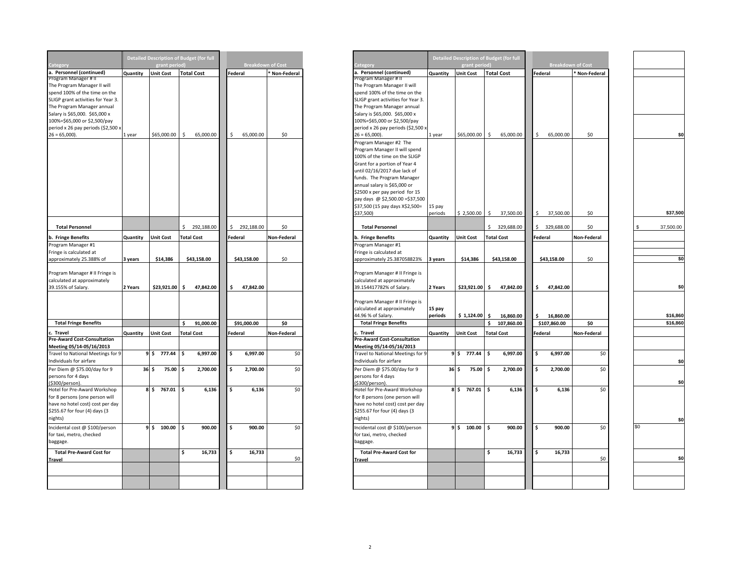| Category | Detailed Description of Budget (for full grant period) | | | Breakdown of Cost | |
|---|---|---|---|---|---|
| a. Personnel (continued) | Quantity | Unit Cost | Total Cost | Federal | * Non-Federal |
| Program Manager # II The Program Manager II will spend 100% of the time on the SLIGP grant activities for Year 3. The Program Manager annual Salary is $65,000. $65,000 x 100%=$65,000 or $2,500/pay period x 26 pay periods ($2,500 x 26 = 65,000). | 1 year | $65,000.00 | $ 65,000.00 | $ 65,000.00 | $0 |
| | | | | | |
| **Total Personnel** | | | $ 292,188.00 | $ 292,188.00 | $0 |
| **b. Fringe Benefits** | **Quantity** | **Unit Cost** | **Total Cost** | **Federal** | **Non-Federal** |
| Program Manager #1 Fringe is calculated at approximately 25.388% of | **3 years** | **$14,386** | **$43,158.00** | **$43,158.00** | $0 |
| Program Manager # II Fringe is calculated at approximately 39.155% of Salary. | **2 Years** | **$23,921.00** | **$ 47,842.00** | **$ 47,842.00** | |
| | | | | | |
| **Total Fringe Benefits** | | | **$ 91,000.00** | **$91,000.00** | **$0** |
| **c. Travel** | **Quantity** | **Unit Cost** | **Total Cost** | **Federal** | **Non-Federal** |
| **Pre-Award Cost-Consultation Meeting 05/14-05/16/2013** | | | | | |
| Travel to National Meetings for 9 Individuals for airfare | **9** | **$ 777.44** | **$ 6,997.00** | **$ 6,997.00** | $0 |
| Per Diem @ $75.00/day for 9 persons for 4 days ($300/person). | **36** | **$ 75.00** | **$ 2,700.00** | **$ 2,700.00** | $0 |
| Hotel for Pre-Award Workshop for 8 persons (one person will have no hotel cost) cost per day $255.67 for four (4) days (3 nights) | **8** | **$ 767.01** | **$ 6,136** | **$ 6,136** | $0 |
| Incidental cost @ $100/person for taxi, metro, checked baggage. | **9** | **$ 100.00** | **$ 900.00** | **$ 900.00** | $0 |
| **Total Pre-Award Cost for Travel** | | | **$ 16,733** | **$ 16,733** | $0 |
| | | | | | |
| | | | | | |

| Category | Detailed Description of Budget (for full grant period) | | | Breakdown of Cost | | |
|---|---|---|---|---|---|---|
| a. Personnel (continued) | Quantity | Unit Cost | Total Cost | Federal | * Non-Federal | |
| Program Manager # II The Program Manager II will spend 100% of the time on the SLIGP grant activities for Year 3. The Program Manager annual Salary is $65,000. $65,000 x 100%=$65,000 or $2,500/pay period x 26 pay periods ($2,500 x 26 = 65,000). | 1 year | $65,000.00 | $ 65,000.00 | $ 65,000.00 | $0 | **$0** |
| Program Manager #2 The Program Manager II will spend 100% of the time on the SLIGP Grant for a portion of Year 4 until 02/16/2017 due lack of funds. The Program Manager annual salary is $65,000 or $2500 x per pay period for 15 pay days @ $2,500.00 =$37,500 $37,500 (15 pay days X$2,500= $37,500) | 15 pay periods | $ 2,500.00 | $ 37,500.00 | $ 37,500.00 | $0 | **$37,500** |
| **Total Personnel** | | | $ 329,688.00 | $ 329,688.00 | $0 | $ 37,500.00 |
| **b. Fringe Benefits** | **Quantity** | **Unit Cost** | **Total Cost** | **Federal** | **Non-Federal** | |
| Program Manager #1 Fringe is calculated at approximately 25.387058823% | **3 years** | **$14,386** | **$43,158.00** | **$43,158.00** | $0 | **$0** |
| Program Manager # II Fringe is calculated at approximately 39.154417782% of Salary. | **2 Years** | **$23,921.00** | **$ 47,842.00** | **$ 47,842.00** | | **$0** |
| Program Manager # II Fringe is calculated at approximately 44.96 % of Salary. | **15 pay periods** | **$ 1,124.00** | **$ 16,860.00** | **$ 16,860.00** | | **$16,860** |
| **Total Fringe Benefits** | | | **$ 107,860.00** | **$107,860.00** | **$0** | **$16,860** |
| **c. Travel** | **Quantity** | **Unit Cost** | **Total Cost** | **Federal** | **Non-Federal** | |
| **Pre-Award Cost-Consultation Meeting 05/14-05/16/2013** | | | | | | |
| Travel to National Meetings for 9 Individuals for airfare | **9** | **$ 777.44** | **$ 6,997.00** | **$ 6,997.00** | $0 | **$0** |
| Per Diem @ $75.00/day for 9 persons for 4 days ($300/person). | **36** | **$ 75.00** | **$ 2,700.00** | **$ 2,700.00** | $0 | **$0** |
| Hotel for Pre-Award Workshop for 8 persons (one person will have no hotel cost) cost per day $255.67 for four (4) days (3 nights) | **8** | **$ 767.01** | **$ 6,136** | **$ 6,136** | $0 | **$0** |
| Incidental cost @ $100/person for taxi, metro, checked baggage. | **9** | **$ 100.00** | **$ 900.00** | **$ 900.00** | $0 | $0 |
| **Total Pre-Award Cost for Travel** | | | **$ 16,733** | **$ 16,733** | $0 | **$0** |
| | | | | | | |
| | | | | | | |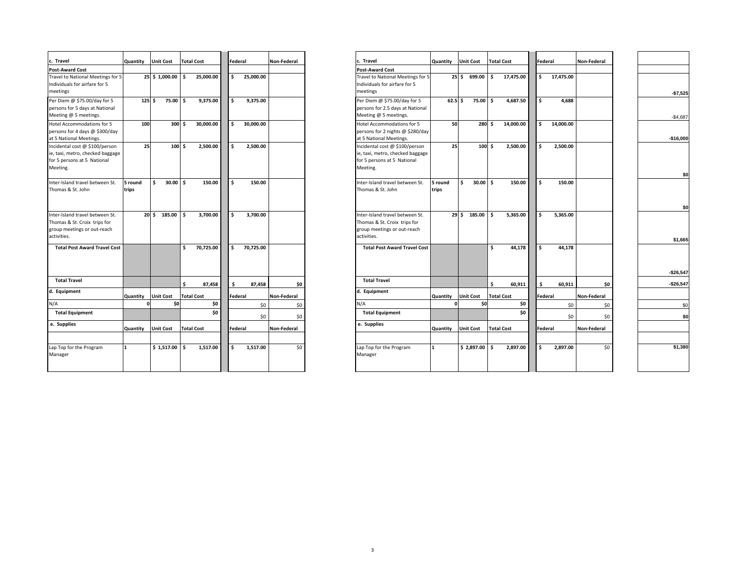| c. Travel | Quantity | Unit Cost | Total Cost | Federal | Non-Federal |
|---|---|---|---|---|---|
| **Post-Award Cost** | | | | | |
| Travel to National Meetings for 5 Individuals for airfare for 5 meetings | 25 | $ 1,000.00 | $ 25,000.00 | $ 25,000.00 | |
| Per Diem @ $75.00/day for 5 persons for 5 days at National Meeting @ 5 meetings. | 125 | $ 75.00 | $ 9,375.00 | $ 9,375.00 | |
| Hotel Accommodations for 5 persons for 4 days @ $300/day at 5 National Meetings. | 100 | 300 | $ 30,000.00 | $ 30,000.00 | |
| Incidental cost @ $100/person ie, taxi, metro, checked baggage for 5 persons at 5 National Meeting. | 25 | 100 | $ 2,500.00 | $ 2,500.00 | |
| Inter-Island travel between St. Thomas & St. John | 5 round trips | $ 30.00 | $ 150.00 | $ 150.00 | |
| Inter-Island travel between St. Thomas & St. Croix trips for group meetings or out-reach activities. | 20 | $ 185.00 | $ 3,700.00 | $ 3,700.00 | |
| **Total Post Award Travel Cost** | | | $ 70,725.00 | $ 70,725.00 | |
| **Total Travel** | | | $ 87,458 | $ 87,458 | $0 |
| **d. Equipment** | Quantity | Unit Cost | Total Cost | Federal | Non-Federal |
| N/A | 0 | $0 | $0 | $0 | $0 |
| **Total Equipment** | | | $0 | $0 | $0 |
| **e. Supplies** | Quantity | Unit Cost | Total Cost | Federal | Non-Federal |
| | | | | | |
| Lap Top for the Program Manager | 1 | $ 1,517.00 | $ 1,517.00 | $ 1,517.00 | $0 |

| c. Travel | Quantity | Unit Cost | Total Cost | Federal | Non-Federal | |
|---|---|---|---|---|---|---|
| **Post-Award Cost** | | | | | | |
| Travel to National Meetings for 5 Individuals for airfare for 5 meetings | 25 | $ 699.00 | $ 17,475.00 | $ 17,475.00 | | **-$7,525** |
| Per Diem @ $75.00/day for 5 persons for 2.5 days at National Meeting @ 5 meetings. | 62.5 | $ 75.00 | $ 4,687.50 | $ 4,688 | | -$4,687 |
| Hotel Accommodations for 5 persons for 2 nights @ $280/day at 5 National Meetings. | 50 | 280 | $ 14,000.00 | $ 14,000.00 | | **-$16,000** |
| Incidental cost @ $100/person ie, taxi, metro, checked baggage for 5 persons at 5 National Meeting. | 25 | 100 | $ 2,500.00 | $ 2,500.00 | | **$0** |
| Inter-Island travel between St. Thomas & St. John | 5 round trips | $ 30.00 | $ 150.00 | $ 150.00 | | **$0** |
| Inter-Island travel between St. Thomas & St. Croix trips for group meetings or out-reach activities. | 29 | $ 185.00 | $ 5,365.00 | $ 5,365.00 | | **$1,665** |
| **Total Post Award Travel Cost** | | | $ 44,178 | $ 44,178 | | **-$26,547** |
| **Total Travel** | | | $ 60,911 | $ 60,911 | $0 | **-$26,547** |
| **d. Equipment** | Quantity | Unit Cost | Total Cost | Federal | Non-Federal | |
| N/A | 0 | $0 | $0 | $0 | $0 | $0 |
| **Total Equipment** | | | $0 | $0 | $0 | **$0** |
| **e. Supplies** | Quantity | Unit Cost | Total Cost | Federal | Non-Federal | |
| | | | | | | |
| Lap Top for the Program Manager | 1 | $ 2,897.00 | $ 2,897.00 | $ 2,897.00 | $0 | **$1,380** |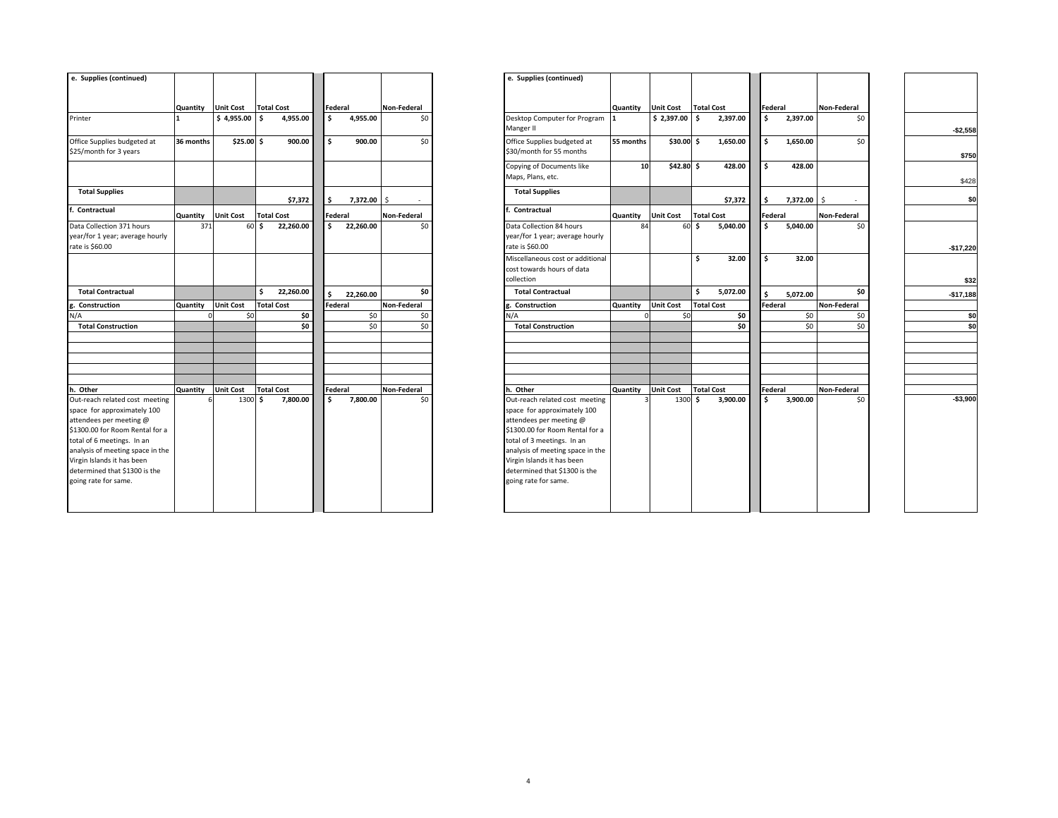| e. Supplies (continued) | Quantity | Unit Cost | Total Cost | Federal | Non-Federal |
|---|---|---|---|---|---|
| Printer | 1 | $ 4,955.00 | $ 4,955.00 | $ 4,955.00 | $0 |
| Office Supplies budgeted at $25/month for 3 years | 36 months | $25.00 | $ 900.00 | $ 900.00 | $0 |
| | | | | | |
| **Total Supplies** | | | $7,372 | $ 7,372.00 | $ - |
| **f. Contractual** | **Quantity** | **Unit Cost** | **Total Cost** | **Federal** | **Non-Federal** |
| Data Collection 371 hours year/for 1 year; average hourly rate is $60.00 | 371 | 60 | $ 22,260.00 | $ 22,260.00 | $0 |
| | | | | | |
| **Total Contractual** | | | $ 22,260.00 | $ 22,260.00 | $0 |
| **g. Construction** | **Quantity** | **Unit Cost** | **Total Cost** | **Federal** | **Non-Federal** |
| N/A | 0 | $0 | $0 | $0 | $0 |
| **Total Construction** | | | $0 | $0 | $0 |
| **h. Other** | **Quantity** | **Unit Cost** | **Total Cost** | **Federal** | **Non-Federal** |
| Out-reach related cost meeting space for approximately 100 attendees per meeting @ $1300.00 for Room Rental for a total of 6 meetings. In an analysis of meeting space in the Virgin Islands it has been determined that $1300 is the going rate for same. | 6 | 1300 | $ 7,800.00 | $ 7,800.00 | $0 |

| e. Supplies (continued) | Quantity | Unit Cost | Total Cost | Federal | Non-Federal | |
|---|---|---|---|---|---|---|
| Desktop Computer for Program Manger II | 1 | $ 2,397.00 | $ 2,397.00 | $ 2,397.00 | $0 | -$2,558 |
| Office Supplies budgeted at $30/month for 55 months | 55 months | $30.00 | $ 1,650.00 | $ 1,650.00 | $0 | $750 |
| Copying of Documents like Maps, Plans, etc. | 10 | $42.80 | $ 428.00 | $ 428.00 | | $428 |
| **Total Supplies** | | | $7,372 | $ 7,372.00 | $ - | $0 |
| **f. Contractual** | **Quantity** | **Unit Cost** | **Total Cost** | **Federal** | **Non-Federal** | |
| Data Collection 84 hours year/for 1 year; average hourly rate is $60.00 | 84 | 60 | $ 5,040.00 | $ 5,040.00 | $0 | -$17,220 |
| Miscellaneous cost or additional cost towards hours of data collection | | | $ 32.00 | $ 32.00 | | $32 |
| **Total Contractual** | | | $ 5,072.00 | $ 5,072.00 | $0 | -$17,188 |
| **g. Construction** | **Quantity** | **Unit Cost** | **Total Cost** | **Federal** | **Non-Federal** | |
| N/A | 0 | $0 | $0 | $0 | $0 | $0 |
| **Total Construction** | | | $0 | $0 | $0 | $0 |
| **h. Other** | **Quantity** | **Unit Cost** | **Total Cost** | **Federal** | **Non-Federal** | |
| Out-reach related cost meeting space for approximately 100 attendees per meeting @ $1300.00 for Room Rental for a total of 3 meetings. In an analysis of meeting space in the Virgin Islands it has been determined that $1300 is the going rate for same. | 3 | 1300 | $ 3,900.00 | $ 3,900.00 | $0 | -$3,900 |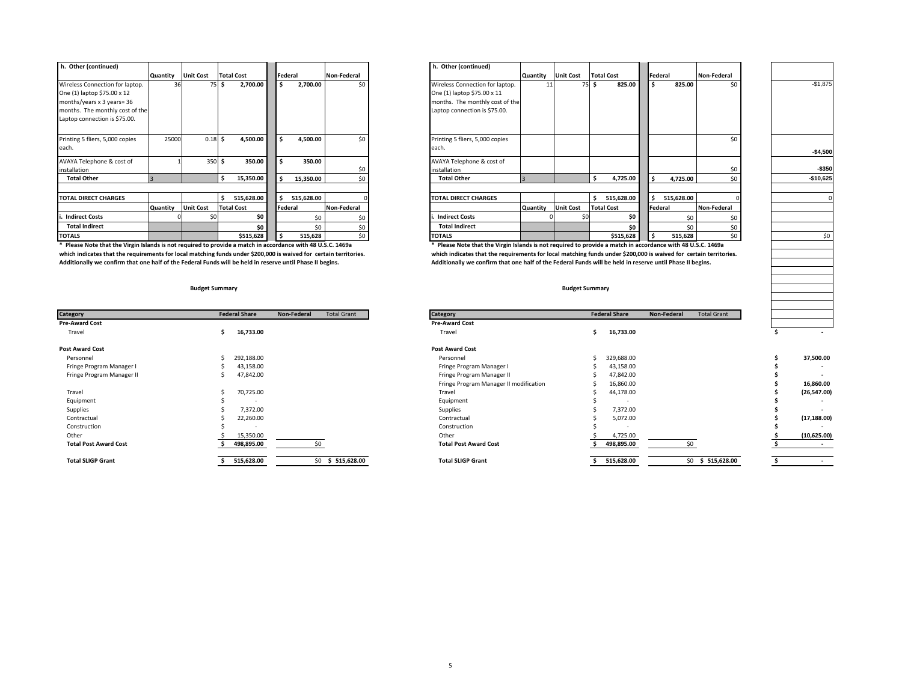| h. Other (continued) | Quantity | Unit Cost | Total Cost | Federal | Non-Federal |
|---|---|---|---|---|---|
| Wireless Connection for laptop. One (1) laptop $75.00 x 12 months/years x 3 years= 36 months. The monthly cost of the Laptop connection is $75.00. | 36 | 75 | $ 2,700.00 | $ 2,700.00 | $0 |
| Printing 5 fliers, 5,000 copies each. | 25000 | 0.18 | $ 4,500.00 | $ 4,500.00 | $0 |
| AVAYA Telephone & cost of installation | 1 | 350 | $ 350.00 | $ 350.00 | $0 |
| **Total Other** | 3 | | $ 15,350.00 | $ 15,350.00 | $0 |
| | | | | | |
| **TOTAL DIRECT CHARGES** | | | $ 515,628.00 | $ 515,628.00 | 0 |
| | **Quantity** | **Unit Cost** | **Total Cost** | **Federal** | **Non-Federal** |
| **i. Indirect Costs** | 0 | $0 | $0 | $0 | $0 |
| **Total Indirect** | | | $0 | $0 | $0 |
| **TOTALS** | | | $515,628 | $ 515,628 | $0 |

**\* Please Note that the Virgin Islands is not required to provide a match in accordance with 48 U.S.C. 1469a which indicates that the requirements for local matching funds under $200,000 is waived for certain territories. Additionally we confirm that one half of the Federal Funds will be held in reserve until Phase II begins.**

**Budget Summary**

| Category | Federal Share | Non-Federal | Total Grant |
|---|---|---|---|
| **Pre-Award Cost** | | | |
| Travel | $ 16,733.00 | | |
| **Post Award Cost** | | | |
| Personnel | $ 292,188.00 | | |
| Fringe Program Manager I | $ 43,158.00 | | |
| Fringe Program Manager II | $ 47,842.00 | | |
| Travel | $ 70,725.00 | | |
| Equipment | $ - | | |
| Supplies | $ 7,372.00 | | |
| Contractual | $ 22,260.00 | | |
| Construction | $ - | | |
| Other | $ 15,350.00 | | |
| **Total Post Award Cost** | $ 498,895.00 | $0 | |
| **Total SLIGP Grant** | $ 515,628.00 | $0 | $ 515,628.00 |

| h. Other (continued) | Quantity | Unit Cost | Total Cost | Federal | Non-Federal | |
|---|---|---|---|---|---|---|
| Wireless Connection for laptop. One (1) laptop $75.00 x 11 months. The monthly cost of the Laptop connection is $75.00. | 11 | 75 | $ 825.00 | $ 825.00 | $0 | -$1,875 |
| Printing 5 fliers, 5,000 copies each. | | | | | $0 | **-$4,500** |
| AVAYA Telephone & cost of installation | | | | | $0 | **-$350** |
| **Total Other** | 3 | | $ 4,725.00 | $ 4,725.00 | $0 | **-$10,625** |
| | | | | | | |
| **TOTAL DIRECT CHARGES** | | | $ 515,628.00 | $ 515,628.00 | 0 | 0 |
| | **Quantity** | **Unit Cost** | **Total Cost** | **Federal** | **Non-Federal** | |
| **i. Indirect Costs** | 0 | $0 | $0 | $0 | $0 | |
| **Total Indirect** | | | $0 | $0 | $0 | |
| **TOTALS** | | | $515,628 | $ 515,628 | $0 | $0 |

**\* Please Note that the Virgin Islands is not required to provide a match in accordance with 48 U.S.C. 1469a which indicates that the requirements for local matching funds under $200,000 is waived for certain territories. Additionally we confirm that one half of the Federal Funds will be held in reserve until Phase II begins.**

**Budget Summary**

| Category | Federal Share | Non-Federal | Total Grant | |
|---|---|---|---|---|
| **Pre-Award Cost** | | | | |
| Travel | $ 16,733.00 | | | $ - |
| **Post Award Cost** | | | | |
| Personnel | $ 329,688.00 | | | **$ 37,500.00** |
| Fringe Program Manager I | $ 43,158.00 | | | $ - |
| Fringe Program Manager II | $ 47,842.00 | | | $ - |
| Fringe Program Manager II modification | $ 16,860.00 | | | **$ 16,860.00** |
| Travel | $ 44,178.00 | | | **$ (26,547.00)** |
| Equipment | $ - | | | $ - |
| Supplies | $ 7,372.00 | | | $ - |
| Contractual | $ 5,072.00 | | | **$ (17,188.00)** |
| Construction | $ - | | | $ - |
| Other | $ 4,725.00 | | | **$ (10,625.00)** |
| **Total Post Award Cost** | $ 498,895.00 | $0 | | $ - |
| **Total SLIGP Grant** | $ 515,628.00 | $0 | $ 515,628.00 | $ - |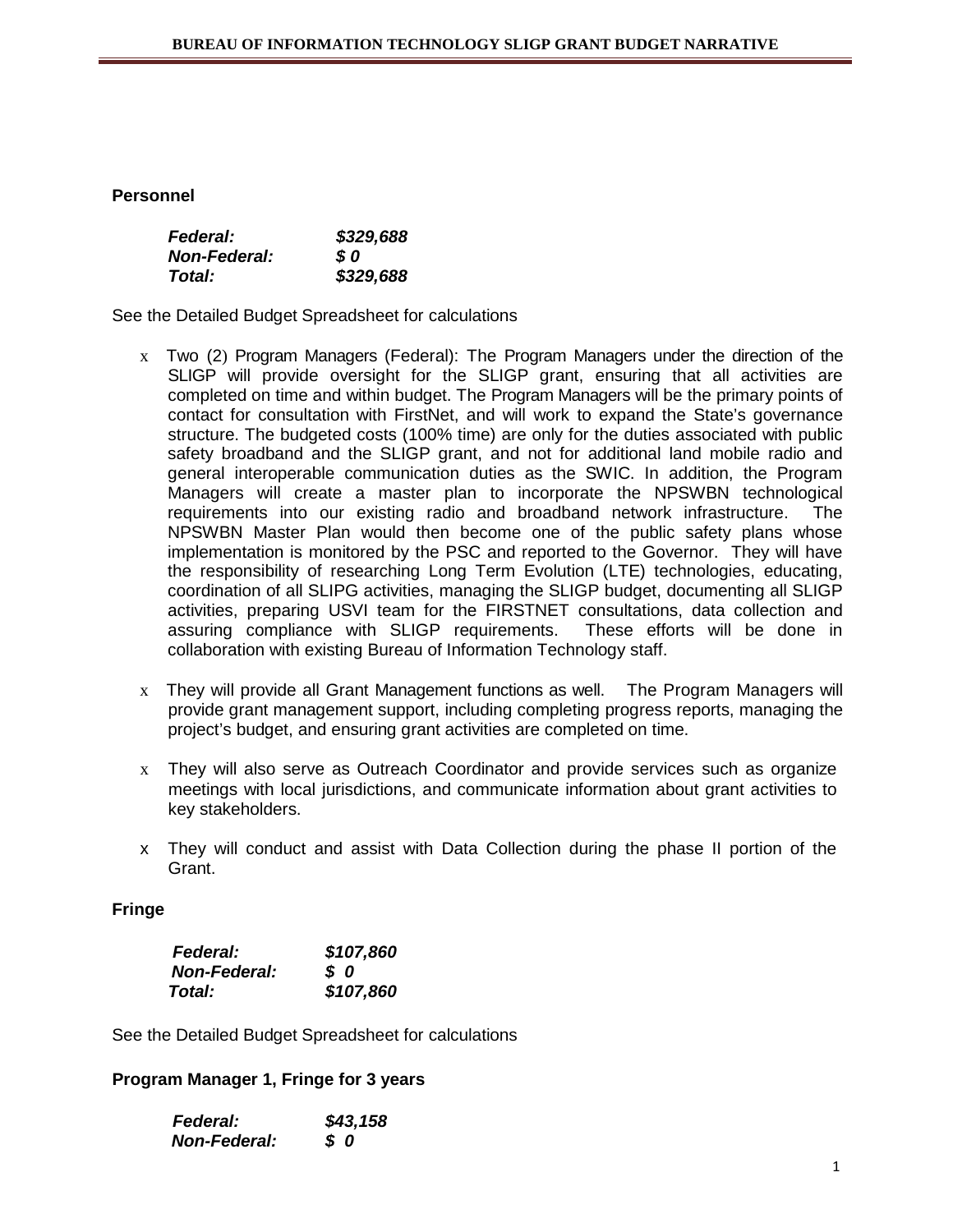**Personnel**

***Federal:*** ***$329,688***
***Non-Federal:*** ***$ 0***
***Total:*** ***$329,688***

See the Detailed Budget Spreadsheet for calculations

- Two (2) Program Managers (Federal): The Program Managers under the direction of the SLIGP will provide oversight for the SLIGP grant, ensuring that all activities are completed on time and within budget. The Program Managers will be the primary points of contact for consultation with FirstNet, and will work to expand the State's governance structure. The budgeted costs (100% time) are only for the duties associated with public safety broadband and the SLIGP grant, and not for additional land mobile radio and general interoperable communication duties as the SWIC. In addition, the Program Managers will create a master plan to incorporate the NPSWBN technological requirements into our existing radio and broadband network infrastructure. The NPSWBN Master Plan would then become one of the public safety plans whose implementation is monitored by the PSC and reported to the Governor. They will have the responsibility of researching Long Term Evolution (LTE) technologies, educating, coordination of all SLIPG activities, managing the SLIGP budget, documenting all SLIGP activities, preparing USVI team for the FIRSTNET consultations, data collection and assuring compliance with SLIGP requirements. These efforts will be done in collaboration with existing Bureau of Information Technology staff.
- They will provide all Grant Management functions as well. The Program Managers will provide grant management support, including completing progress reports, managing the project's budget, and ensuring grant activities are completed on time.
- They will also serve as Outreach Coordinator and provide services such as organize meetings with local jurisdictions, and communicate information about grant activities to key stakeholders.
- They will conduct and assist with Data Collection during the phase II portion of the Grant.

**Fringe**

***Federal:*** ***$107,860***
***Non-Federal:*** ***$ 0***
***Total:*** ***$107,860***

See the Detailed Budget Spreadsheet for calculations

**Program Manager 1, Fringe for 3 years**

***Federal:*** ***$43,158***
***Non-Federal:*** ***$ 0***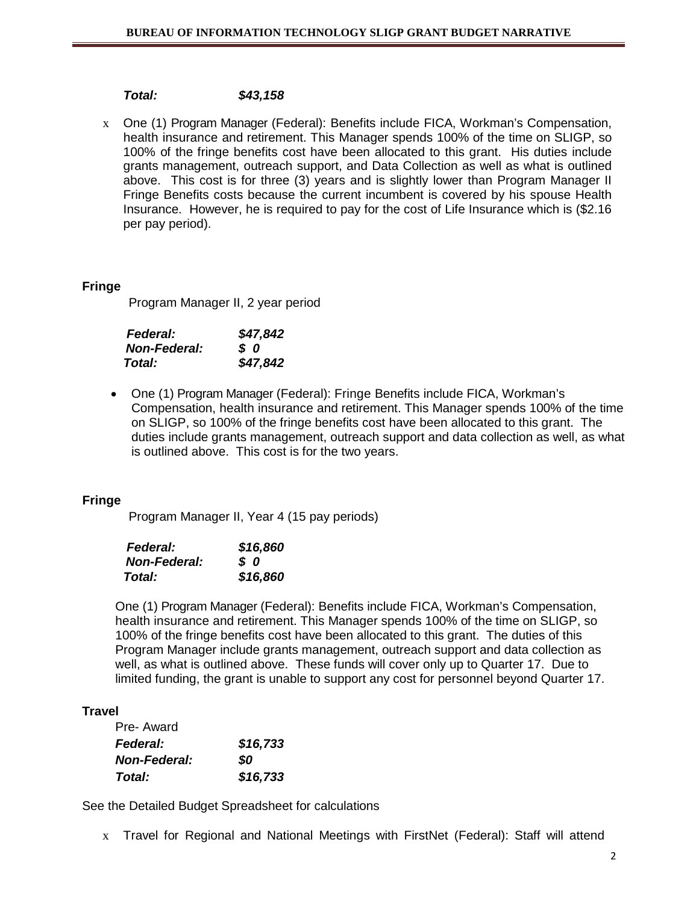***Total:*** ***$43,158***

- One (1) Program Manager (Federal): Benefits include FICA, Workman's Compensation, health insurance and retirement. This Manager spends 100% of the time on SLIGP, so 100% of the fringe benefits cost have been allocated to this grant. His duties include grants management, outreach support, and Data Collection as well as what is outlined above. This cost is for three (3) years and is slightly lower than Program Manager II Fringe Benefits costs because the current incumbent is covered by his spouse Health Insurance. However, he is required to pay for the cost of Life Insurance which is ($2.16 per pay period).

**Fringe**

Program Manager II, 2 year period

| | |
|---|---|
| ***Federal:*** | ***$47,842*** |
| ***Non-Federal:*** | ***$ 0*** |
| ***Total:*** | ***$47,842*** |

- One (1) Program Manager (Federal): Fringe Benefits include FICA, Workman's Compensation, health insurance and retirement. This Manager spends 100% of the time on SLIGP, so 100% of the fringe benefits cost have been allocated to this grant. The duties include grants management, outreach support and data collection as well, as what is outlined above. This cost is for the two years.

**Fringe**

Program Manager II, Year 4 (15 pay periods)

| | |
|---|---|
| ***Federal:*** | ***$16,860*** |
| ***Non-Federal:*** | ***$ 0*** |
| ***Total:*** | ***$16,860*** |

One (1) Program Manager (Federal): Benefits include FICA, Workman's Compensation, health insurance and retirement. This Manager spends 100% of the time on SLIGP, so 100% of the fringe benefits cost have been allocated to this grant. The duties of this Program Manager include grants management, outreach support and data collection as well, as what is outlined above. These funds will cover only up to Quarter 17. Due to limited funding, the grant is unable to support any cost for personnel beyond Quarter 17.

**Travel**

Pre- Award

| | |
|---|---|
| ***Federal:*** | ***$16,733*** |
| ***Non-Federal:*** | ***$0*** |
| ***Total:*** | ***$16,733*** |

See the Detailed Budget Spreadsheet for calculations

- Travel for Regional and National Meetings with FirstNet (Federal): Staff will attend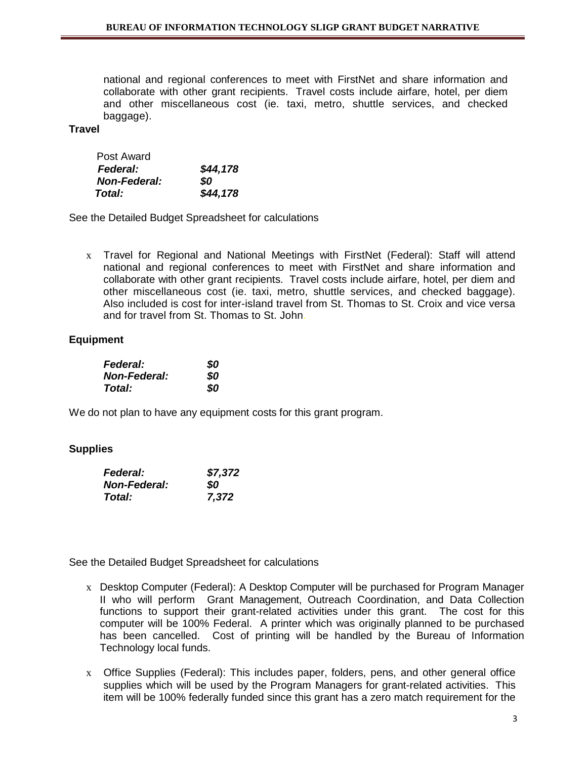national and regional conferences to meet with FirstNet and share information and collaborate with other grant recipients. Travel costs include airfare, hotel, per diem and other miscellaneous cost (ie. taxi, metro, shuttle services, and checked baggage).

**Travel**

Post Award

| | |
|---|---|
| ***Federal:*** | ***$44,178*** |
| ***Non-Federal:*** | ***$0*** |
| ***Total:*** | ***$44,178*** |

See the Detailed Budget Spreadsheet for calculations

- Travel for Regional and National Meetings with FirstNet (Federal): Staff will attend national and regional conferences to meet with FirstNet and share information and collaborate with other grant recipients. Travel costs include airfare, hotel, per diem and other miscellaneous cost (ie. taxi, metro, shuttle services, and checked baggage). Also included is cost for inter-island travel from St. Thomas to St. Croix and vice versa and for travel from St. Thomas to St. John.

**Equipment**

| | |
|---|---|
| ***Federal:*** | ***$0*** |
| ***Non-Federal:*** | ***$0*** |
| ***Total:*** | ***$0*** |

We do not plan to have any equipment costs for this grant program.

**Supplies**

| | |
|---|---|
| ***Federal:*** | ***$7,372*** |
| ***Non-Federal:*** | ***$0*** |
| ***Total:*** | ***7,372*** |

See the Detailed Budget Spreadsheet for calculations

- Desktop Computer (Federal): A Desktop Computer will be purchased for Program Manager II who will perform Grant Management, Outreach Coordination, and Data Collection functions to support their grant-related activities under this grant. The cost for this computer will be 100% Federal. A printer which was originally planned to be purchased has been cancelled. Cost of printing will be handled by the Bureau of Information Technology local funds.

- Office Supplies (Federal): This includes paper, folders, pens, and other general office supplies which will be used by the Program Managers for grant-related activities. This item will be 100% federally funded since this grant has a zero match requirement for the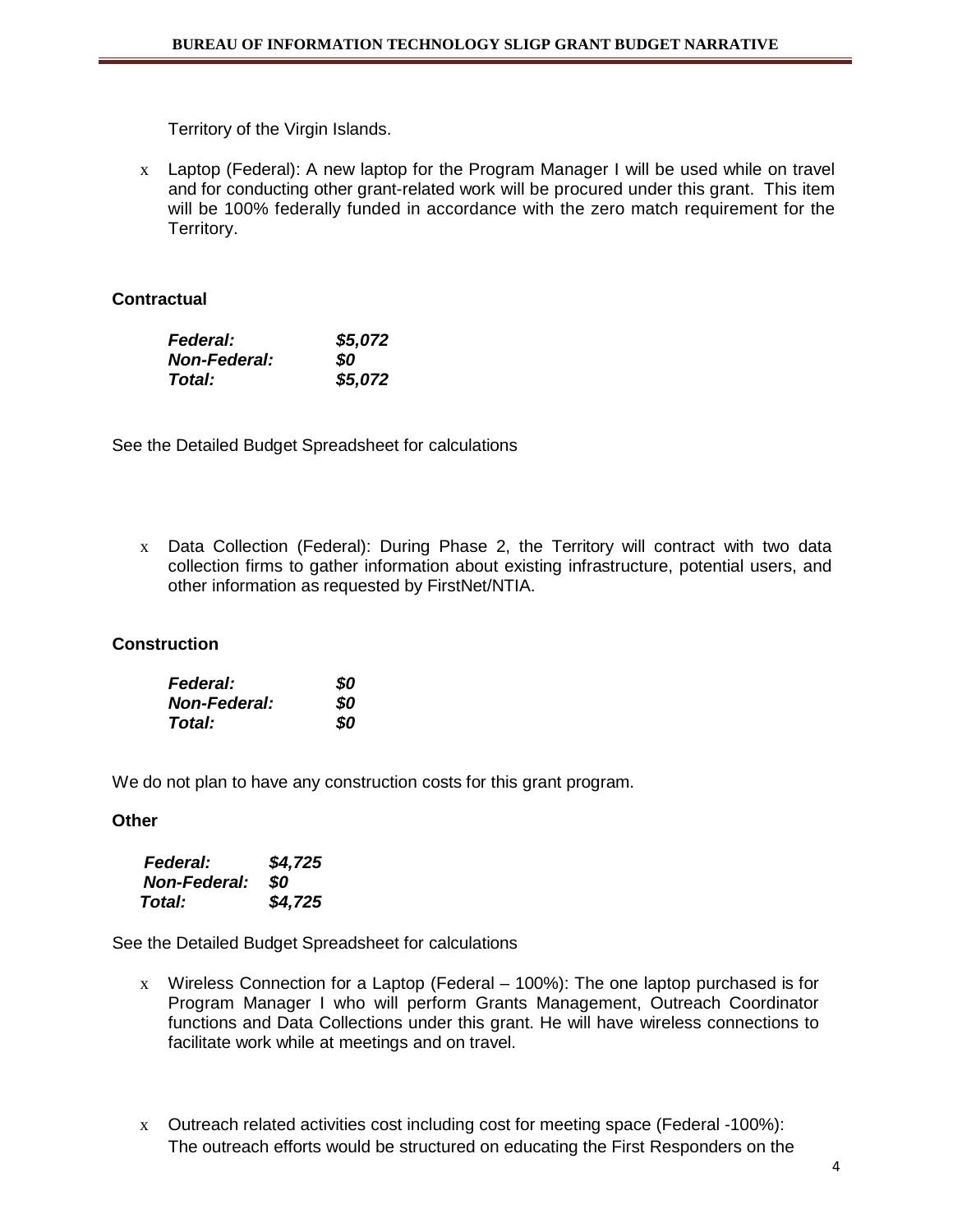Territory of the Virgin Islands.

- Laptop (Federal): A new laptop for the Program Manager I will be used while on travel and for conducting other grant-related work will be procured under this grant. This item will be 100% federally funded in accordance with the zero match requirement for the Territory.

**Contractual**

***Federal:*** ***$5,072***
***Non-Federal:*** ***$0***
***Total:*** ***$5,072***

See the Detailed Budget Spreadsheet for calculations

- Data Collection (Federal): During Phase 2, the Territory will contract with two data collection firms to gather information about existing infrastructure, potential users, and other information as requested by FirstNet/NTIA.

**Construction**

***Federal:*** ***$0***
***Non-Federal:*** ***$0***
***Total:*** ***$0***

We do not plan to have any construction costs for this grant program.

**Other**

***Federal:*** ***$4,725***
***Non-Federal:*** ***$0***
***Total:*** ***$4,725***

See the Detailed Budget Spreadsheet for calculations

- Wireless Connection for a Laptop (Federal – 100%): The one laptop purchased is for Program Manager I who will perform Grants Management, Outreach Coordinator functions and Data Collections under this grant. He will have wireless connections to facilitate work while at meetings and on travel.

- Outreach related activities cost including cost for meeting space (Federal -100%): The outreach efforts would be structured on educating the First Responders on the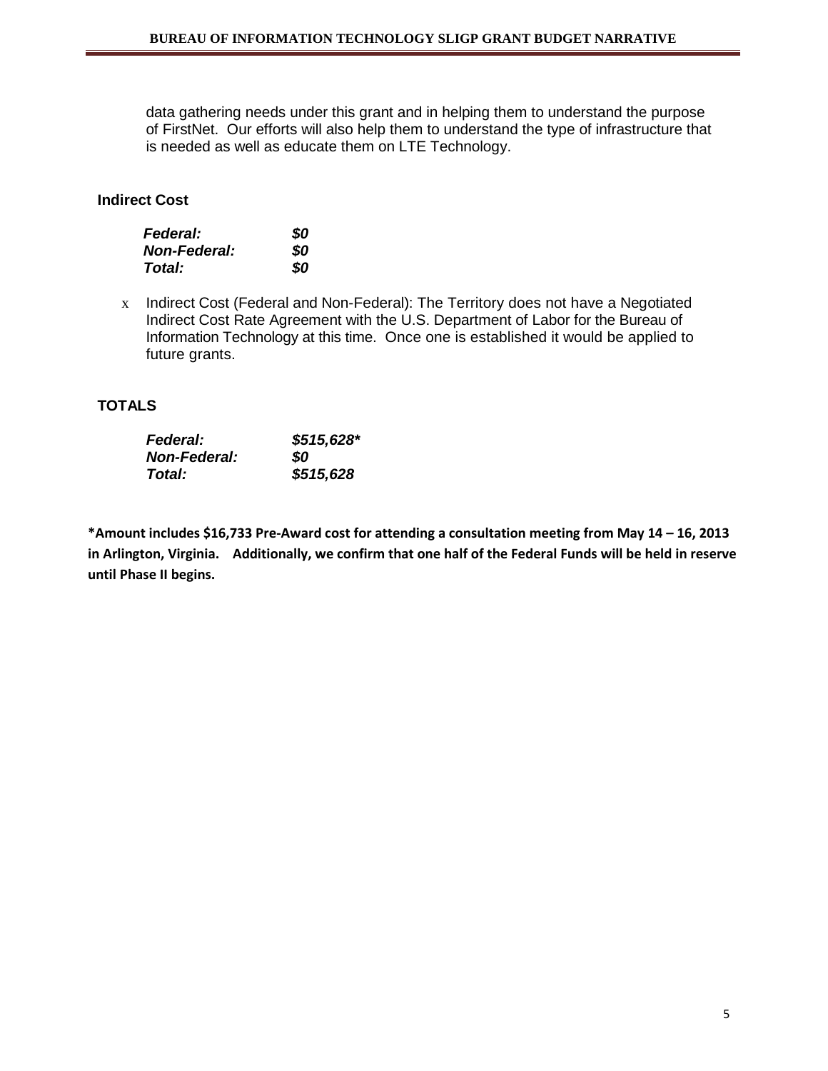data gathering needs under this grant and in helping them to understand the purpose of FirstNet. Our efforts will also help them to understand the type of infrastructure that is needed as well as educate them on LTE Technology.

### Indirect Cost

| | |
|---|---|
| ***Federal:*** | ***$0*** |
| ***Non-Federal:*** | ***$0*** |
| ***Total:*** | ***$0*** |

- Indirect Cost (Federal and Non-Federal): The Territory does not have a Negotiated Indirect Cost Rate Agreement with the U.S. Department of Labor for the Bureau of Information Technology at this time. Once one is established it would be applied to future grants.

### TOTALS

| | |
|---|---|
| ***Federal:*** | ***$515,628**** |
| ***Non-Federal:*** | ***$0*** |
| ***Total:*** | ***$515,628*** |

**\*Amount includes $16,733 Pre-Award cost for attending a consultation meeting from May 14 – 16, 2013 in Arlington, Virginia. Additionally, we confirm that one half of the Federal Funds will be held in reserve until Phase II begins.**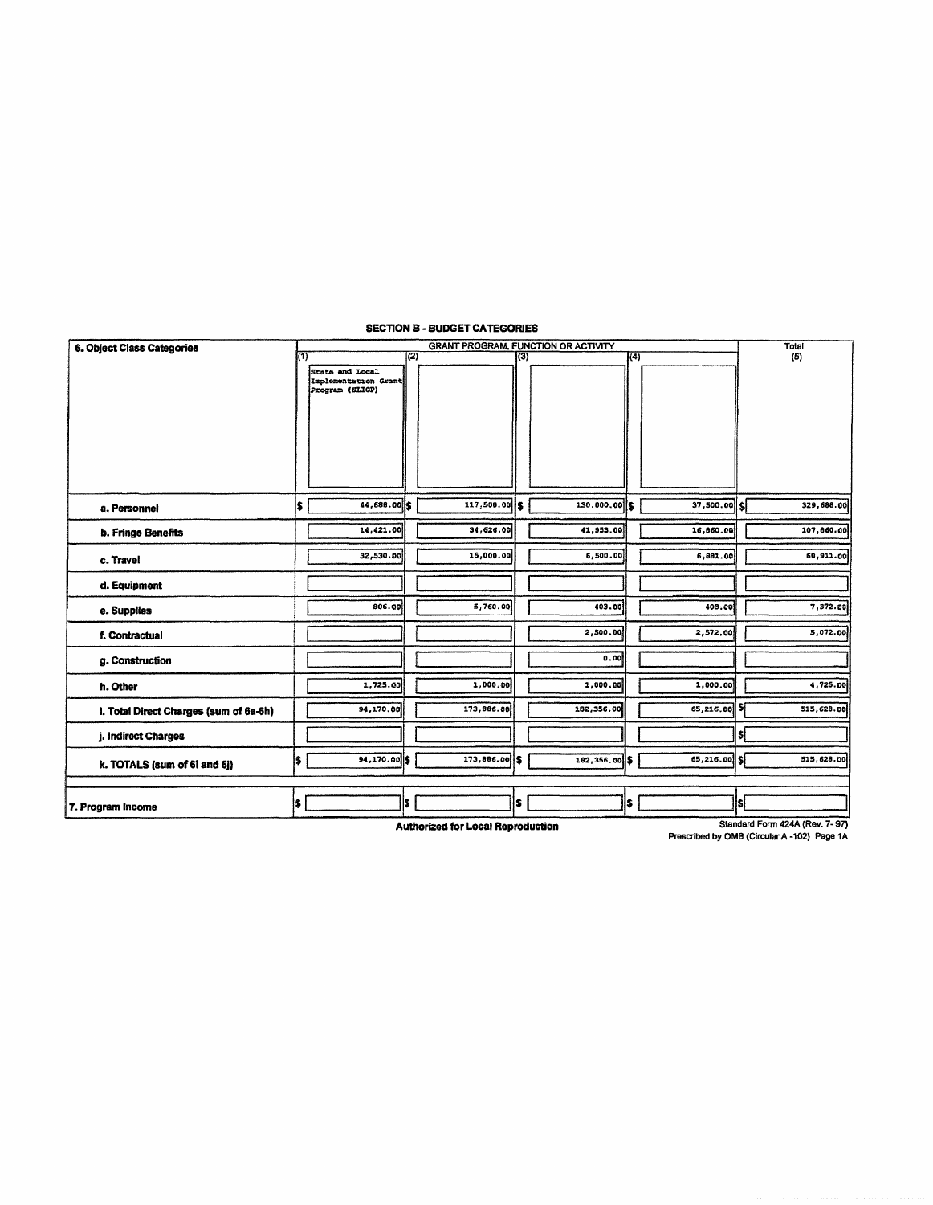## SECTION B - BUDGET CATEGORIES

| 6. Object Class Categories | GRANT PROGRAM, FUNCTION OR ACTIVITY | | | | Total |
|---|---|---|---|---|---|
| | (1) State and Local Implementation Grant Program (SLIGP) | (2) | (3) | (4) | (5) |
| a. Personnel | $ 44,688.00 | $ 117,500.00 | $ 130,000.00 | $ 37,500.00 | $ 329,688.00 |
| b. Fringe Benefits | 14,421.00 | 34,626.00 | 41,953.00 | 16,860.00 | 107,860.00 |
| c. Travel | 32,530.00 | 15,000.00 | 6,500.00 | 6,881.00 | 60,911.00 |
| d. Equipment | | | | | |
| e. Supplies | 806.00 | 5,760.00 | 403.00 | 403.00 | 7,372.00 |
| f. Contractual | | | 2,500.00 | 2,572.00 | 5,072.00 |
| g. Construction | | | 0.00 | | |
| h. Other | 1,725.00 | 1,000.00 | 1,000.00 | 1,000.00 | 4,725.00 |
| i. Total Direct Charges (sum of 6a-6h) | 94,170.00 | 173,886.00 | 182,356.00 | 65,216.00 | $ 515,628.00 |
| j. Indirect Charges | | | | | $ |
| k. TOTALS (sum of 6i and 6j) | $ 94,170.00 | $ 173,886.00 | $ 182,356.00 | $ 65,216.00 | $ 515,628.00 |
| 7. Program Income | $ | $ | $ | $ | $ |

**Authorized for Local Reproduction**

Standard Form 424A (Rev. 7- 97)
Prescribed by OMB (Circular A -102) Page 1A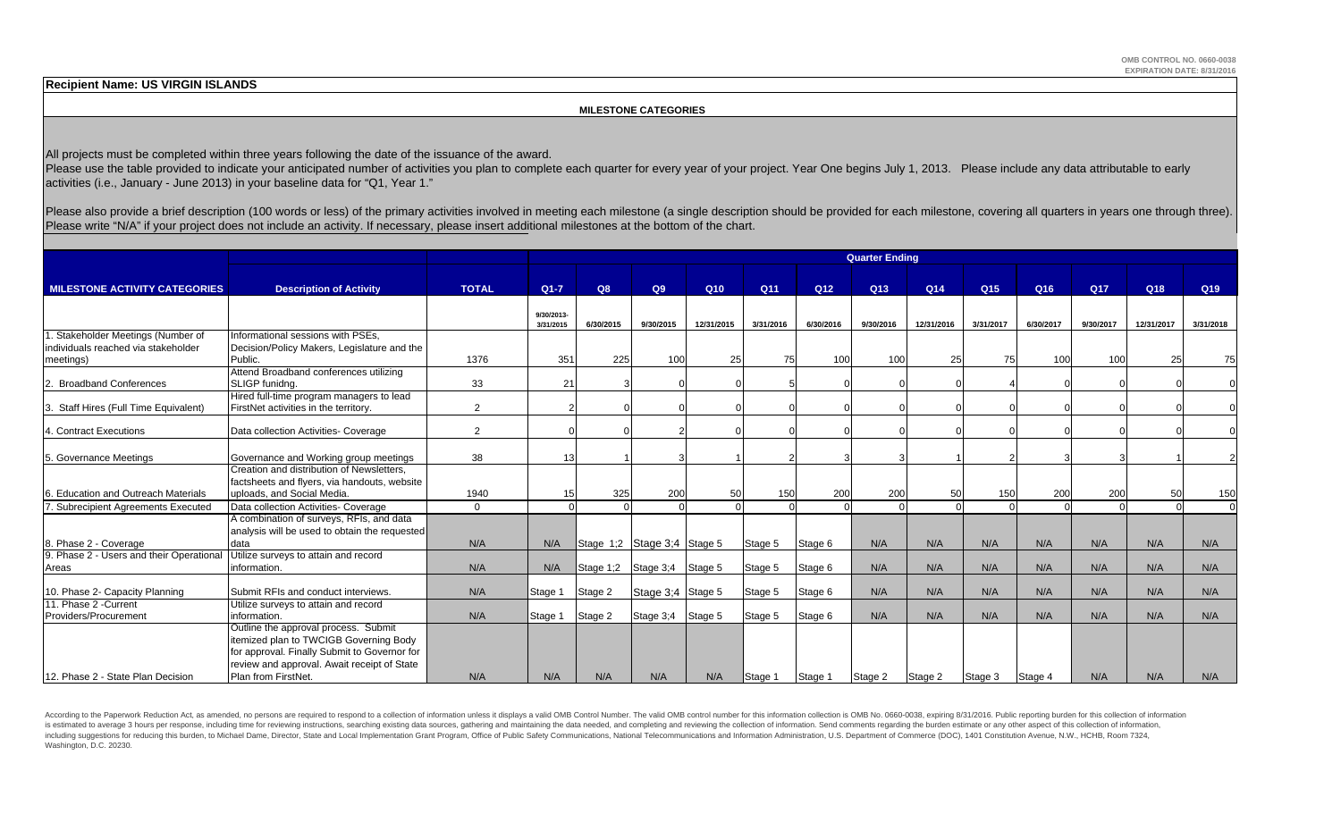OMB CONTROL NO. 0660-0038
EXPIRATION DATE: 8/31/2016

**Recipient Name: US VIRGIN ISLANDS**

**MILESTONE CATEGORIES**

All projects must be completed within three years following the date of the issuance of the award.
Please use the table provided to indicate your anticipated number of activities you plan to complete each quarter for every year of your project. Year One begins July 1, 2013. Please include any data attributable to early activities (i.e., January - June 2013) in your baseline data for "Q1, Year 1."

Please also provide a brief description (100 words or less) of the primary activities involved in meeting each milestone (a single description should be provided for each milestone, covering all quarters in years one through three). Please write "N/A" if your project does not include an activity. If necessary, please insert additional milestones at the bottom of the chart.

| | | | Quarter Ending | | | | | | | | | | | | |
|---|---|---|---|---|---|---|---|---|---|---|---|---|---|---|---|
| **MILESTONE ACTIVITY CATEGORIES** | **Description of Activity** | **TOTAL** | **Q1-7** | **Q8** | **Q9** | **Q10** | **Q11** | **Q12** | **Q13** | **Q14** | **Q15** | **Q16** | **Q17** | **Q18** | **Q19** |
| | | | 9/30/2013-3/31/2015 | 6/30/2015 | 9/30/2015 | 12/31/2015 | 3/31/2016 | 6/30/2016 | 9/30/2016 | 12/31/2016 | 3/31/2017 | 6/30/2017 | 9/30/2017 | 12/31/2017 | 3/31/2018 |
| 1. Stakeholder Meetings (Number of individuals reached via stakeholder meetings) | Informational sessions with PSEs, Decision/Policy Makers, Legislature and the Public. | 1376 | 351 | 225 | 100 | 25 | 75 | 100 | 100 | 25 | 75 | 100 | 100 | 25 | 75 |
| 2. Broadband Conferences | Attend Broadband conferences utilizing SLIGP funidng. | 33 | 21 | 3 | 0 | 0 | 5 | 0 | 0 | 0 | 4 | 0 | 0 | 0 | 0 |
| 3. Staff Hires (Full Time Equivalent) | Hired full-time program managers to lead FirstNet activities in the territory. | 2 | 2 | 0 | 0 | 0 | 0 | 0 | 0 | 0 | 0 | 0 | 0 | 0 | 0 |
| 4. Contract Executions | Data collection Activities- Coverage | 2 | 0 | 0 | 2 | 0 | 0 | 0 | 0 | 0 | 0 | 0 | 0 | 0 | 0 |
| 5. Governance Meetings | Governance and Working group meetings | 38 | 13 | 1 | 3 | 1 | 2 | 3 | 3 | 1 | 2 | 3 | 3 | 1 | 2 |
| 6. Education and Outreach Materials | Creation and distribution of Newsletters, factsheets and flyers, via handouts, website uploads, and Social Media. | 1940 | 15 | 325 | 200 | 50 | 150 | 200 | 200 | 50 | 150 | 200 | 200 | 50 | 150 |
| 7. Subrecipient Agreements Executed | Data collection Activities- Coverage | 0 | 0 | 0 | 0 | 0 | 0 | 0 | 0 | 0 | 0 | 0 | 0 | 0 | 0 |
| 8. Phase 2 - Coverage | A combination of surveys, RFIs, and data analysis will be used to obtain the requested data | N/A | N/A | Stage 1;2 | Stage 3;4 | Stage 5 | Stage 5 | Stage 6 | N/A | N/A | N/A | N/A | N/A | N/A | N/A |
| 9. Phase 2 - Users and their Operational Areas | Utilize surveys to attain and record information. | N/A | N/A | Stage 1;2 | Stage 3;4 | Stage 5 | Stage 5 | Stage 6 | N/A | N/A | N/A | N/A | N/A | N/A | N/A |
| 10. Phase 2- Capacity Planning | Submit RFIs and conduct interviews. | N/A | Stage 1 | Stage 2 | Stage 3;4 | Stage 5 | Stage 5 | Stage 6 | N/A | N/A | N/A | N/A | N/A | N/A | N/A |
| 11. Phase 2 -Current Providers/Procurement | Utilize surveys to attain and record information. | N/A | Stage 1 | Stage 2 | Stage 3;4 | Stage 5 | Stage 5 | Stage 6 | N/A | N/A | N/A | N/A | N/A | N/A | N/A |
| 12. Phase 2 - State Plan Decision | Outline the approval process. Submit itemized plan to TWCIGB Governing Body for approval. Finally Submit to Governor for review and approval. Await receipt of State Plan from FirstNet. | N/A | N/A | N/A | N/A | N/A | Stage 1 | Stage 1 | Stage 2 | Stage 2 | Stage 3 | Stage 4 | N/A | N/A | N/A |

According to the Paperwork Reduction Act, as amended, no persons are required to respond to a collection of information unless it displays a valid OMB Control Number. The valid OMB control number for this information collection is OMB No. 0660-0038, expiring 8/31/2016. Public reporting burden for this collection of information is estimated to average 3 hours per response, including time for reviewing instructions, searching existing data sources, gathering and maintaining the data needed, and completing and reviewing the collection of information. Send comments regarding the burden estimate or any other aspect of this collection of information, including suggestions for reducing this burden, to Michael Dame, Director, State and Local Implementation Grant Program, Office of Public Safety Communications, National Telecommunications and Information Administration, U.S. Department of Commerce (DOC), 1401 Constitution Avenue, N.W., HCHB, Room 7324, Washington, D.C. 20230.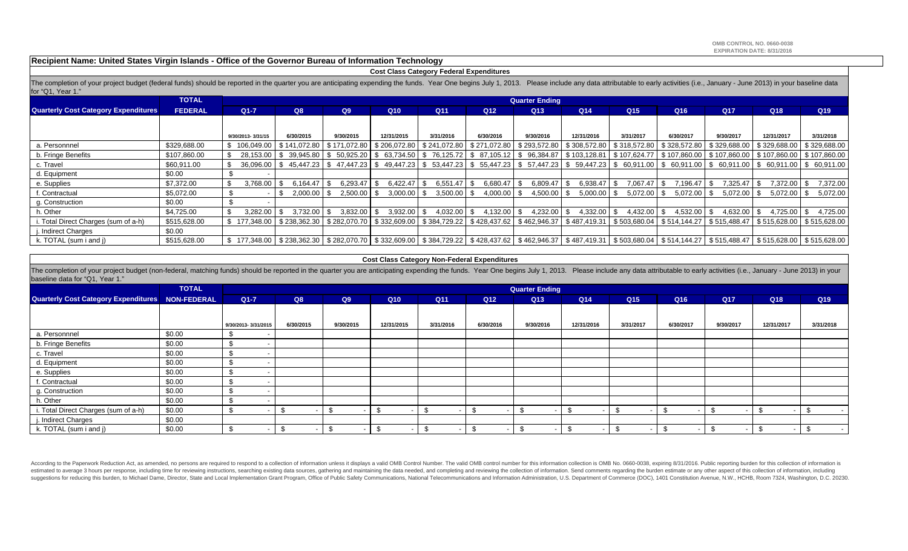OMB CONTROL NO. 0660-0038
EXPIRATION DATE: 8/31/2016

**Recipient Name: United States Virgin Islands - Office of the Governor Bureau of Information Technology**

**Cost Class Category Federal Expenditures**

The completion of your project budget (federal funds) should be reported in the quarter you are anticipating expending the funds. Year One begins July 1, 2013. Please include any data attributable to early activities (i.e., January - June 2013) in your baseline data for "Q1, Year 1."

| Quarterly Cost Category Expenditures | TOTAL FEDERAL | Quarter Ending | | | | | | | | | | | | |
|---|---|---|---|---|---|---|---|---|---|---|---|---|---|---|
| | | Q1-7 | Q8 | Q9 | Q10 | Q11 | Q12 | Q13 | Q14 | Q15 | Q16 | Q17 | Q18 | Q19 |
| | | 9/30/2013- 3/31/15 | 6/30/2015 | 9/30/2015 | 12/31/2015 | 3/31/2016 | 6/30/2016 | 9/30/2016 | 12/31/2016 | 3/31/2017 | 6/30/2017 | 9/30/2017 | 12/31/2017 | 3/31/2018 |
| a. Personnnel | $329,688.00 | $ 106,049.00 | $ 141,072.80 | $ 171,072.80 | $ 206,072.80 | $ 241,072.80 | $ 271,072.80 | $ 293,572.80 | $ 308,572.80 | $ 318,572.80 | $ 328,572.80 | $ 329,688.00 | $ 329,688.00 | $ 329,688.00 |
| b. Fringe Benefits | $107,860.00 | $ 28,153.00 | $ 39,945.80 | $ 50,925.20 | $ 63,734.50 | $ 76,125.72 | $ 87,105.12 | $ 96,384.87 | $ 103,128.81 | $ 107,624.77 | $ 107,860.00 | $ 107,860.00 | $ 107,860.00 | $ 107,860.00 |
| c. Travel | $60,911.00 | $ 36,096.00 | $ 45,447.23 | $ 47,447.23 | $ 49,447.23 | $ 53,447.23 | $ 55,447.23 | $ 57,447.23 | $ 59,447.23 | $ 60,911.00 | $ 60,911.00 | $ 60,911.00 | $ 60,911.00 | $ 60,911.00 |
| d. Equipment | $0.00 | $ - | | | | | | | | | | | | |
| e. Supplies | $7,372.00 | $ 3,768.00 | $ 6,164.47 | $ 6,293.47 | $ 6,422.47 | $ 6,551.47 | $ 6,680.47 | $ 6,809.47 | $ 6,938.47 | $ 7,067.47 | $ 7,196.47 | $ 7,325.47 | $ 7,372.00 | $ 7,372.00 |
| f. Contractual | $5,072.00 | $ - | $ 2,000.00 | $ 2,500.00 | $ 3,000.00 | $ 3,500.00 | $ 4,000.00 | $ 4,500.00 | $ 5,000.00 | $ 5,072.00 | $ 5,072.00 | $ 5,072.00 | $ 5,072.00 | $ 5,072.00 |
| g. Construction | $0.00 | $ - | | | | | | | | | | | | |
| h. Other | $4,725.00 | $ 3,282.00 | $ 3,732.00 | $ 3,832.00 | $ 3,932.00 | $ 4,032.00 | $ 4,132.00 | $ 4,232.00 | $ 4,332.00 | $ 4,432.00 | $ 4,532.00 | $ 4,632.00 | $ 4,725.00 | $ 4,725.00 |
| i. Total Direct Charges (sum of a-h) | $515,628.00 | $ 177,348.00 | $ 238,362.30 | $ 282,070.70 | $ 332,609.00 | $ 384,729.22 | $ 428,437.62 | $ 462,946.37 | $ 487,419.31 | $ 503,680.04 | $ 514,144.27 | $ 515,488.47 | $ 515,628.00 | $ 515,628.00 |
| j. Indirect Charges | $0.00 | | | | | | | | | | | | | |
| k. TOTAL (sum i and j) | $515,628.00 | $ 177,348.00 | $ 238,362.30 | $ 282,070.70 | $ 332,609.00 | $ 384,729.22 | $ 428,437.62 | $ 462,946.37 | $ 487,419.31 | $ 503,680.04 | $ 514,144.27 | $ 515,488.47 | $ 515,628.00 | $ 515,628.00 |

**Cost Class Category Non-Federal Expenditures**

The completion of your project budget (non-federal, matching funds) should be reported in the quarter you are anticipating expending the funds. Year One begins July 1, 2013. Please include any data attributable to early activities (i.e., January - June 2013) in your baseline data for "Q1, Year 1."

| Quarterly Cost Category Expenditures | TOTAL NON-FEDERAL | Quarter Ending | | | | | | | | | | | | |
|---|---|---|---|---|---|---|---|---|---|---|---|---|---|---|
| | | Q1-7 | Q8 | Q9 | Q10 | Q11 | Q12 | Q13 | Q14 | Q15 | Q16 | Q17 | Q18 | Q19 |
| | | 9/30/2013- 3/31/2015 | 6/30/2015 | 9/30/2015 | 12/31/2015 | 3/31/2016 | 6/30/2016 | 9/30/2016 | 12/31/2016 | 3/31/2017 | 6/30/2017 | 9/30/2017 | 12/31/2017 | 3/31/2018 |
| a. Personnnel | $0.00 | $ - | | | | | | | | | | | | |
| b. Fringe Benefits | $0.00 | $ - | | | | | | | | | | | | |
| c. Travel | $0.00 | $ - | | | | | | | | | | | | |
| d. Equipment | $0.00 | $ - | | | | | | | | | | | | |
| e. Supplies | $0.00 | $ - | | | | | | | | | | | | |
| f. Contractual | $0.00 | $ - | | | | | | | | | | | | |
| g. Construction | $0.00 | $ - | | | | | | | | | | | | |
| h. Other | $0.00 | $ - | | | | | | | | | | | | |
| i. Total Direct Charges (sum of a-h) | $0.00 | $ - | $ - | $ - | $ - | $ - | $ - | $ - | $ - | $ - | $ - | $ - | $ - | $ - |
| j. Indirect Charges | $0.00 | | | | | | | | | | | | | |
| k. TOTAL (sum i and j) | $0.00 | $ - | $ - | $ - | $ - | $ - | $ - | $ - | $ - | $ - | $ - | $ - | $ - | $ - |

According to the Paperwork Reduction Act, as amended, no persons are required to respond to a collection of information unless it displays a valid OMB Control Number. The valid OMB control number for this information collection is OMB No. 0660-0038, expiring 8/31/2016. Public reporting burden for this collection of information is estimated to average 3 hours per response, including time for reviewing instructions, searching existing data sources, gathering and maintaining the data needed, and completing and reviewing the collection of information. Send comments regarding the burden estimate or any other aspect of this collection of information, including suggestions for reducing this burden, to Michael Dame, Director, State and Local Implementation Grant Program, Office of Public Safety Communications, National Telecommunications and Information Administration, U.S. Department of Commerce (DOC), 1401 Constitution Avenue, N.W., HCHB, Room 7324, Washington, D.C. 20230.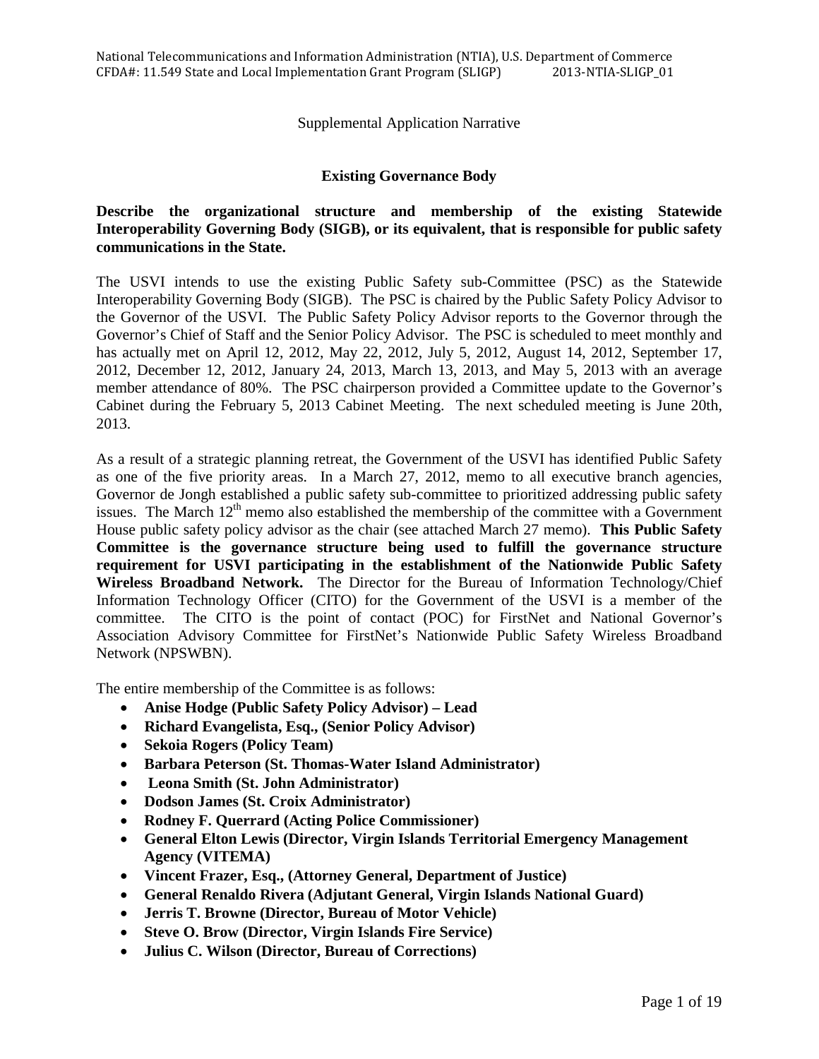Supplemental Application Narrative

## Existing Governance Body

**Describe the organizational structure and membership of the existing Statewide Interoperability Governing Body (SIGB), or its equivalent, that is responsible for public safety communications in the State.**

The USVI intends to use the existing Public Safety sub-Committee (PSC) as the Statewide Interoperability Governing Body (SIGB). The PSC is chaired by the Public Safety Policy Advisor to the Governor of the USVI. The Public Safety Policy Advisor reports to the Governor through the Governor's Chief of Staff and the Senior Policy Advisor. The PSC is scheduled to meet monthly and has actually met on April 12, 2012, May 22, 2012, July 5, 2012, August 14, 2012, September 17, 2012, December 12, 2012, January 24, 2013, March 13, 2013, and May 5, 2013 with an average member attendance of 80%. The PSC chairperson provided a Committee update to the Governor's Cabinet during the February 5, 2013 Cabinet Meeting. The next scheduled meeting is June 20th, 2013.

As a result of a strategic planning retreat, the Government of the USVI has identified Public Safety as one of the five priority areas. In a March 27, 2012, memo to all executive branch agencies, Governor de Jongh established a public safety sub-committee to prioritized addressing public safety issues. The March 12th memo also established the membership of the committee with a Government House public safety policy advisor as the chair (see attached March 27 memo). **This Public Safety Committee is the governance structure being used to fulfill the governance structure requirement for USVI participating in the establishment of the Nationwide Public Safety Wireless Broadband Network.** The Director for the Bureau of Information Technology/Chief Information Technology Officer (CITO) for the Government of the USVI is a member of the committee. The CITO is the point of contact (POC) for FirstNet and National Governor's Association Advisory Committee for FirstNet's Nationwide Public Safety Wireless Broadband Network (NPSWBN).

The entire membership of the Committee is as follows:

- **Anise Hodge (Public Safety Policy Advisor) – Lead**
- **Richard Evangelista, Esq., (Senior Policy Advisor)**
- **Sekoia Rogers (Policy Team)**
- **Barbara Peterson (St. Thomas-Water Island Administrator)**
- **Leona Smith (St. John Administrator)**
- **Dodson James (St. Croix Administrator)**
- **Rodney F. Querrard (Acting Police Commissioner)**
- **General Elton Lewis (Director, Virgin Islands Territorial Emergency Management Agency (VITEMA)**
- **Vincent Frazer, Esq., (Attorney General, Department of Justice)**
- **General Renaldo Rivera (Adjutant General, Virgin Islands National Guard)**
- **Jerris T. Browne (Director, Bureau of Motor Vehicle)**
- **Steve O. Brow (Director, Virgin Islands Fire Service)**
- **Julius C. Wilson (Director, Bureau of Corrections)**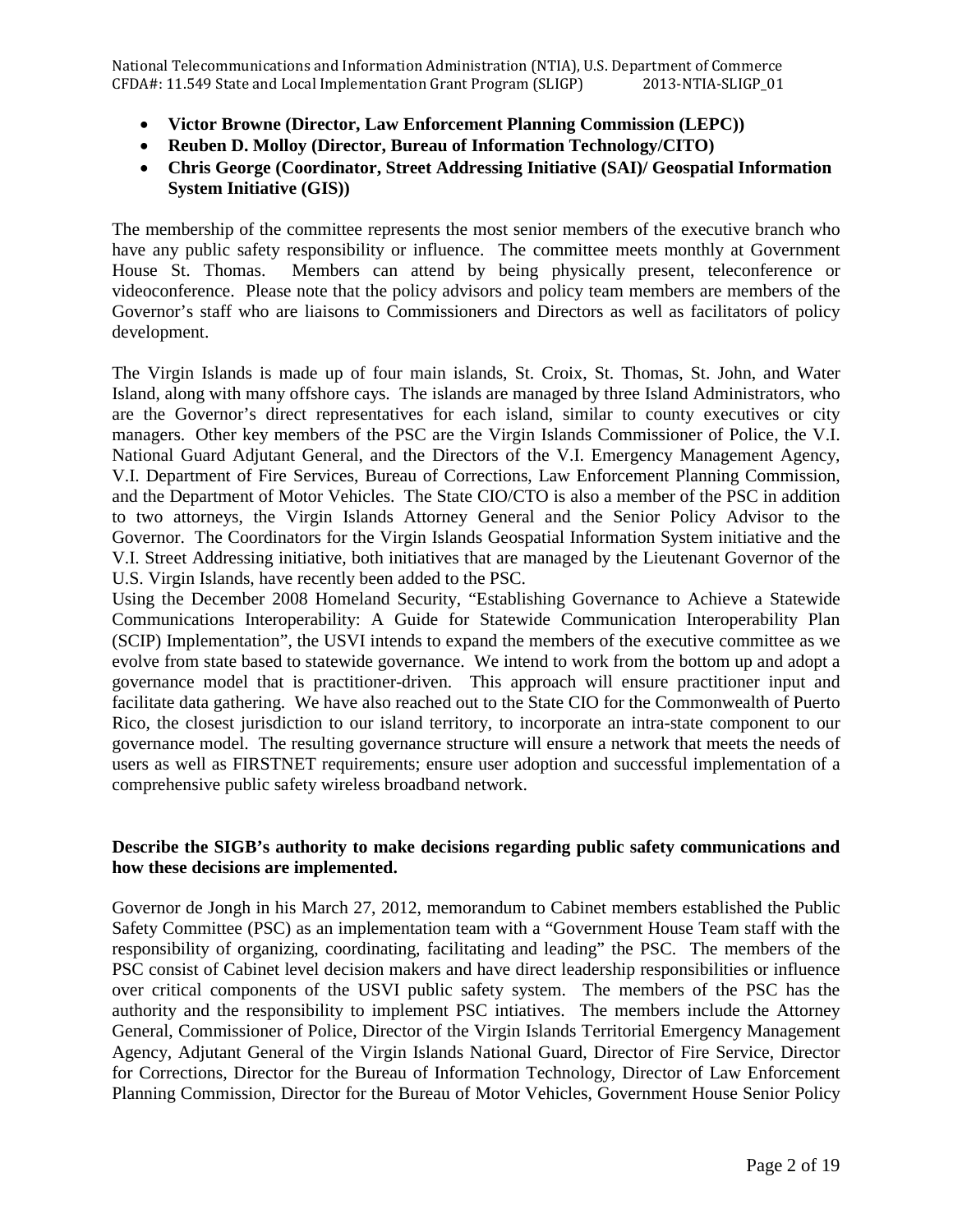- **Victor Browne (Director, Law Enforcement Planning Commission (LEPC))**
- **Reuben D. Molloy (Director, Bureau of Information Technology/CITO)**
- **Chris George (Coordinator, Street Addressing Initiative (SAI)/ Geospatial Information System Initiative (GIS))**

The membership of the committee represents the most senior members of the executive branch who have any public safety responsibility or influence. The committee meets monthly at Government House St. Thomas. Members can attend by being physically present, teleconference or videoconference. Please note that the policy advisors and policy team members are members of the Governor's staff who are liaisons to Commissioners and Directors as well as facilitators of policy development.

The Virgin Islands is made up of four main islands, St. Croix, St. Thomas, St. John, and Water Island, along with many offshore cays. The islands are managed by three Island Administrators, who are the Governor's direct representatives for each island, similar to county executives or city managers. Other key members of the PSC are the Virgin Islands Commissioner of Police, the V.I. National Guard Adjutant General, and the Directors of the V.I. Emergency Management Agency, V.I. Department of Fire Services, Bureau of Corrections, Law Enforcement Planning Commission, and the Department of Motor Vehicles. The State CIO/CTO is also a member of the PSC in addition to two attorneys, the Virgin Islands Attorney General and the Senior Policy Advisor to the Governor. The Coordinators for the Virgin Islands Geospatial Information System initiative and the V.I. Street Addressing initiative, both initiatives that are managed by the Lieutenant Governor of the U.S. Virgin Islands, have recently been added to the PSC.

Using the December 2008 Homeland Security, "Establishing Governance to Achieve a Statewide Communications Interoperability: A Guide for Statewide Communication Interoperability Plan (SCIP) Implementation", the USVI intends to expand the members of the executive committee as we evolve from state based to statewide governance. We intend to work from the bottom up and adopt a governance model that is practitioner-driven. This approach will ensure practitioner input and facilitate data gathering. We have also reached out to the State CIO for the Commonwealth of Puerto Rico, the closest jurisdiction to our island territory, to incorporate an intra-state component to our governance model. The resulting governance structure will ensure a network that meets the needs of users as well as FIRSTNET requirements; ensure user adoption and successful implementation of a comprehensive public safety wireless broadband network.

**Describe the SIGB's authority to make decisions regarding public safety communications and how these decisions are implemented.**

Governor de Jongh in his March 27, 2012, memorandum to Cabinet members established the Public Safety Committee (PSC) as an implementation team with a "Government House Team staff with the responsibility of organizing, coordinating, facilitating and leading" the PSC. The members of the PSC consist of Cabinet level decision makers and have direct leadership responsibilities or influence over critical components of the USVI public safety system. The members of the PSC has the authority and the responsibility to implement PSC intiatives. The members include the Attorney General, Commissioner of Police, Director of the Virgin Islands Territorial Emergency Management Agency, Adjutant General of the Virgin Islands National Guard, Director of Fire Service, Director for Corrections, Director for the Bureau of Information Technology, Director of Law Enforcement Planning Commission, Director for the Bureau of Motor Vehicles, Government House Senior Policy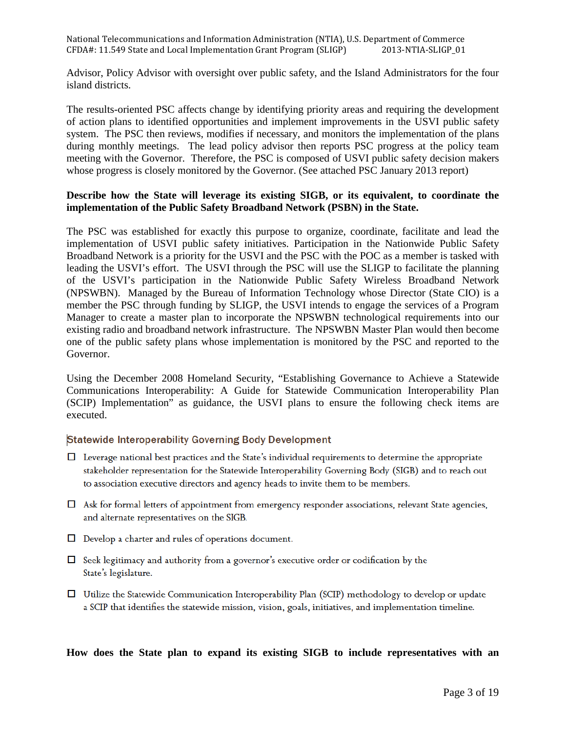Advisor, Policy Advisor with oversight over public safety, and the Island Administrators for the four island districts.

The results-oriented PSC affects change by identifying priority areas and requiring the development of action plans to identified opportunities and implement improvements in the USVI public safety system. The PSC then reviews, modifies if necessary, and monitors the implementation of the plans during monthly meetings. The lead policy advisor then reports PSC progress at the policy team meeting with the Governor. Therefore, the PSC is composed of USVI public safety decision makers whose progress is closely monitored by the Governor. (See attached PSC January 2013 report)

**Describe how the State will leverage its existing SIGB, or its equivalent, to coordinate the implementation of the Public Safety Broadband Network (PSBN) in the State.**

The PSC was established for exactly this purpose to organize, coordinate, facilitate and lead the implementation of USVI public safety initiatives. Participation in the Nationwide Public Safety Broadband Network is a priority for the USVI and the PSC with the POC as a member is tasked with leading the USVI's effort. The USVI through the PSC will use the SLIGP to facilitate the planning of the USVI's participation in the Nationwide Public Safety Wireless Broadband Network (NPSWBN). Managed by the Bureau of Information Technology whose Director (State CIO) is a member the PSC through funding by SLIGP, the USVI intends to engage the services of a Program Manager to create a master plan to incorporate the NPSWBN technological requirements into our existing radio and broadband network infrastructure. The NPSWBN Master Plan would then become one of the public safety plans whose implementation is monitored by the PSC and reported to the Governor.

Using the December 2008 Homeland Security, "Establishing Governance to Achieve a Statewide Communications Interoperability: A Guide for Statewide Communication Interoperability Plan (SCIP) Implementation" as guidance, the USVI plans to ensure the following check items are executed.

### Statewide Interoperability Governing Body Development

- ☐ Leverage national best practices and the State's individual requirements to determine the appropriate stakeholder representation for the Statewide Interoperability Governing Body (SIGB) and to reach out to association executive directors and agency heads to invite them to be members.
- ☐ Ask for formal letters of appointment from emergency responder associations, relevant State agencies, and alternate representatives on the SIGB.
- ☐ Develop a charter and rules of operations document.
- ☐ Seek legitimacy and authority from a governor's executive order or codification by the State's legislature.
- ☐ Utilize the Statewide Communication Interoperability Plan (SCIP) methodology to develop or update a SCIP that identifies the statewide mission, vision, goals, initiatives, and implementation timeline.

**How does the State plan to expand its existing SIGB to include representatives with an**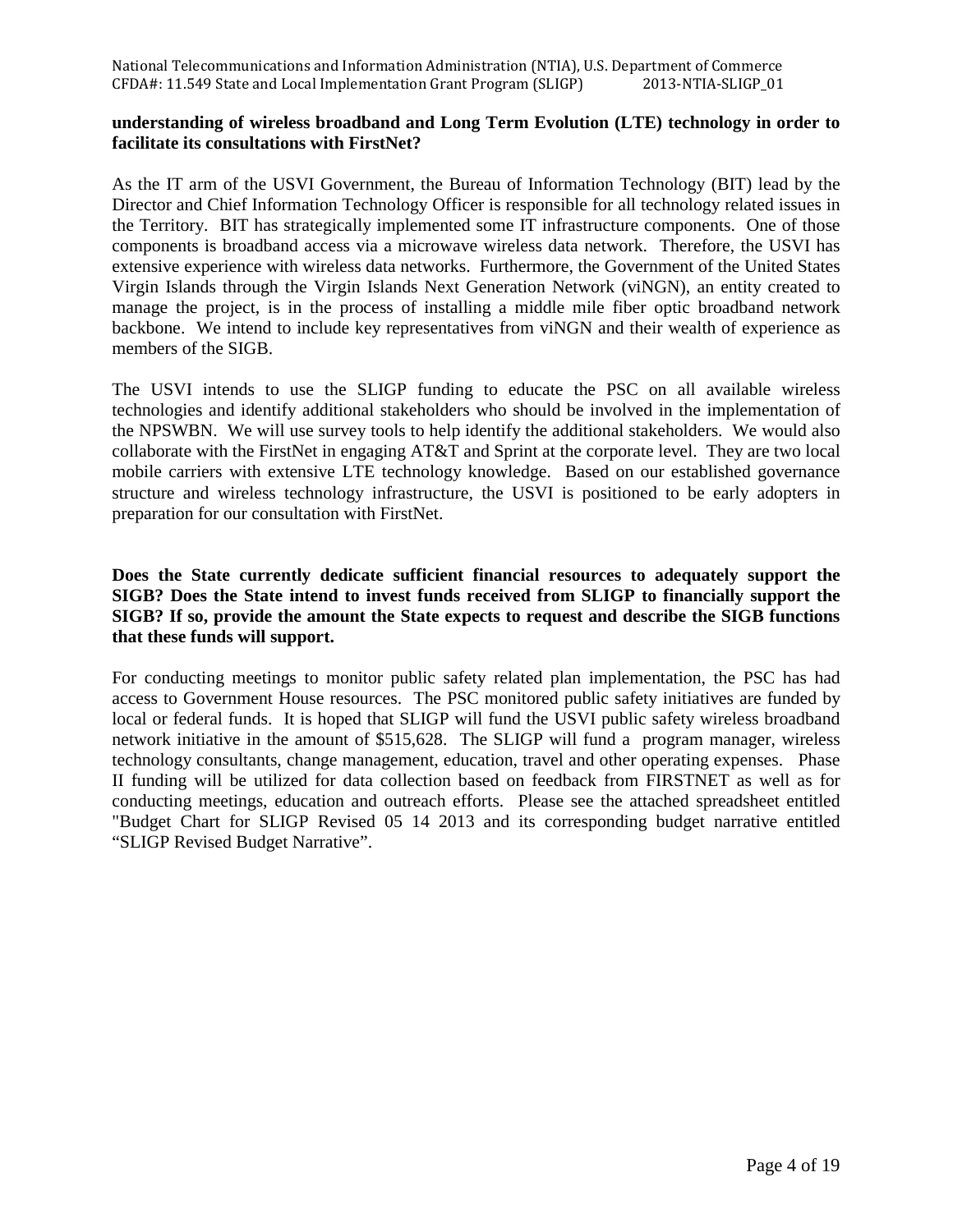**understanding of wireless broadband and Long Term Evolution (LTE) technology in order to facilitate its consultations with FirstNet?**

As the IT arm of the USVI Government, the Bureau of Information Technology (BIT) lead by the Director and Chief Information Technology Officer is responsible for all technology related issues in the Territory. BIT has strategically implemented some IT infrastructure components. One of those components is broadband access via a microwave wireless data network. Therefore, the USVI has extensive experience with wireless data networks. Furthermore, the Government of the United States Virgin Islands through the Virgin Islands Next Generation Network (viNGN), an entity created to manage the project, is in the process of installing a middle mile fiber optic broadband network backbone. We intend to include key representatives from viNGN and their wealth of experience as members of the SIGB.

The USVI intends to use the SLIGP funding to educate the PSC on all available wireless technologies and identify additional stakeholders who should be involved in the implementation of the NPSWBN. We will use survey tools to help identify the additional stakeholders. We would also collaborate with the FirstNet in engaging AT&T and Sprint at the corporate level. They are two local mobile carriers with extensive LTE technology knowledge. Based on our established governance structure and wireless technology infrastructure, the USVI is positioned to be early adopters in preparation for our consultation with FirstNet.

**Does the State currently dedicate sufficient financial resources to adequately support the SIGB? Does the State intend to invest funds received from SLIGP to financially support the SIGB? If so, provide the amount the State expects to request and describe the SIGB functions that these funds will support.**

For conducting meetings to monitor public safety related plan implementation, the PSC has had access to Government House resources. The PSC monitored public safety initiatives are funded by local or federal funds. It is hoped that SLIGP will fund the USVI public safety wireless broadband network initiative in the amount of $515,628. The SLIGP will fund a program manager, wireless technology consultants, change management, education, travel and other operating expenses. Phase II funding will be utilized for data collection based on feedback from FIRSTNET as well as for conducting meetings, education and outreach efforts. Please see the attached spreadsheet entitled "Budget Chart for SLIGP Revised 05 14 2013 and its corresponding budget narrative entitled "SLIGP Revised Budget Narrative".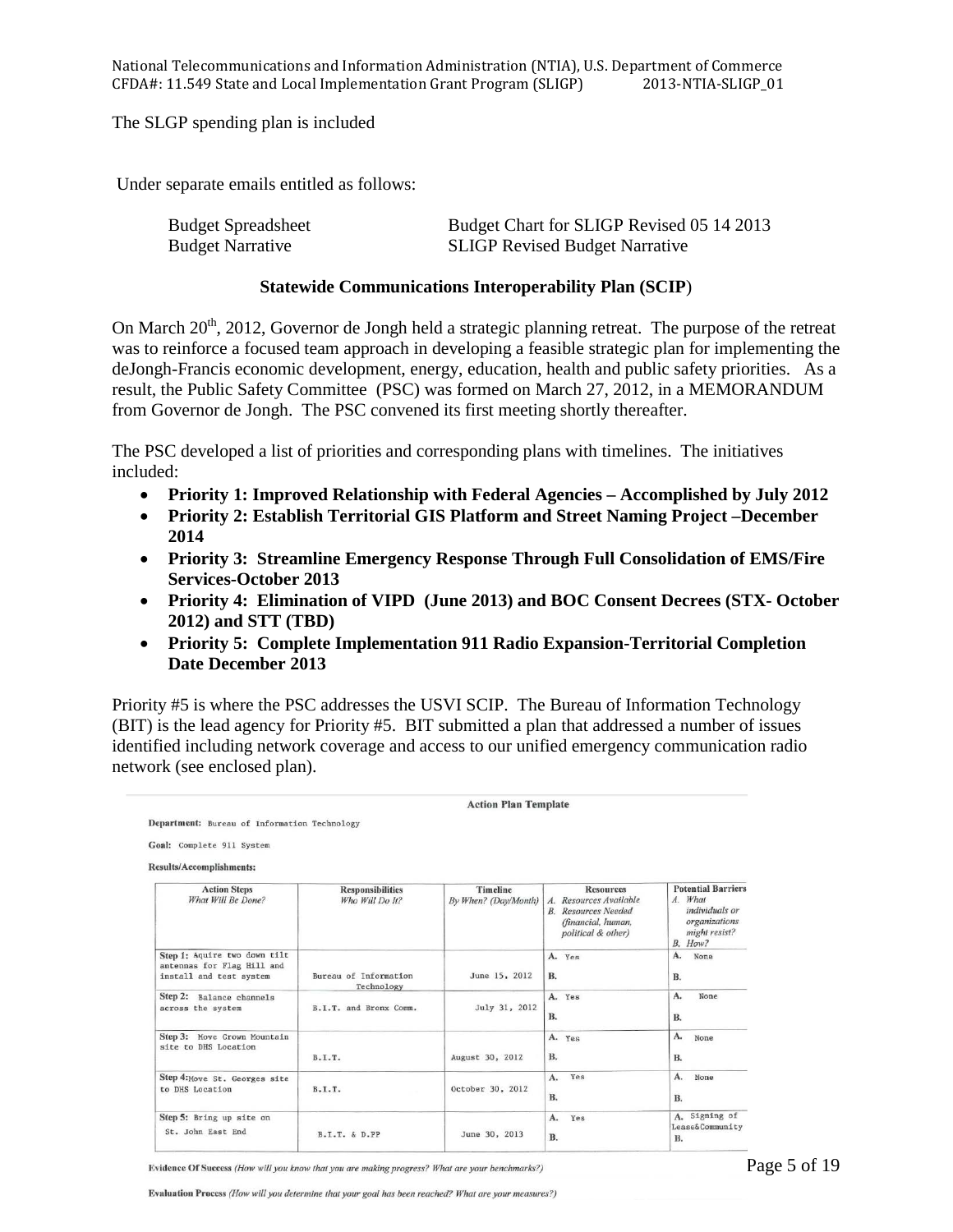The SLGP spending plan is included

Under separate emails entitled as follows:

| | |
|---|---|
| Budget Spreadsheet | Budget Chart for SLIGP Revised 05 14 2013 |
| Budget Narrative | SLIGP Revised Budget Narrative |

**Statewide Communications Interoperability Plan (SCIP)**

On March 20th, 2012, Governor de Jongh held a strategic planning retreat. The purpose of the retreat was to reinforce a focused team approach in developing a feasible strategic plan for implementing the deJongh-Francis economic development, energy, education, health and public safety priorities. As a result, the Public Safety Committee (PSC) was formed on March 27, 2012, in a MEMORANDUM from Governor de Jongh. The PSC convened its first meeting shortly thereafter.

The PSC developed a list of priorities and corresponding plans with timelines. The initiatives included:

- **Priority 1: Improved Relationship with Federal Agencies – Accomplished by July 2012**
- **Priority 2: Establish Territorial GIS Platform and Street Naming Project –December 2014**
- **Priority 3: Streamline Emergency Response Through Full Consolidation of EMS/Fire Services-October 2013**
- **Priority 4: Elimination of VIPD (June 2013) and BOC Consent Decrees (STX- October 2012) and STT (TBD)**
- **Priority 5: Complete Implementation 911 Radio Expansion-Territorial Completion Date December 2013**

Priority #5 is where the PSC addresses the USVI SCIP. The Bureau of Information Technology (BIT) is the lead agency for Priority #5. BIT submitted a plan that addressed a number of issues identified including network coverage and access to our unified emergency communication radio network (see enclosed plan).

**Action Plan Template**

**Department:** Bureau of Information Technology

**Goal:** Complete 911 System

**Results/Accomplishments:**

| Action Steps *What Will Be Done?* | Responsibilities *Who Will Do It?* | Timeline *By When? (Day/Month)* | Resources A. *Resources Available* B. *Resources Needed (financial, human, political & other)* | Potential Barriers A. *What individuals or organizations might resist?* B. *How?* |
|---|---|---|---|---|
| **Step 1:** Aquire two down tilt antennas for Flag Hill and install and test system | Bureau of Information Technology | June 15, 2012 | A. Yes B. | A. None B. |
| **Step 2:** Balance channels across the system | B.I.T. and Bronx Comm. | July 31, 2012 | A. Yes B. | A. None B. |
| **Step 3:** Move Crown Mountain site to DHS Location | B.I.T. | August 30, 2012 | A. Yes B. | A. None B. |
| **Step 4:** Move St. Georges site to DHS Location | B.I.T. | October 30, 2012 | A. Yes B. | A. None B. |
| **Step 5:** Bring up site on St. John East End | B.I.T. & D.PP | June 30, 2013 | A. Yes B. | A. Signing of Lease&Community B. |

**Evidence Of Success** *(How will you know that you are making progress? What are your benchmarks?)*

**Evaluation Process** *(How will you determine that your goal has been reached? What are your measures?)*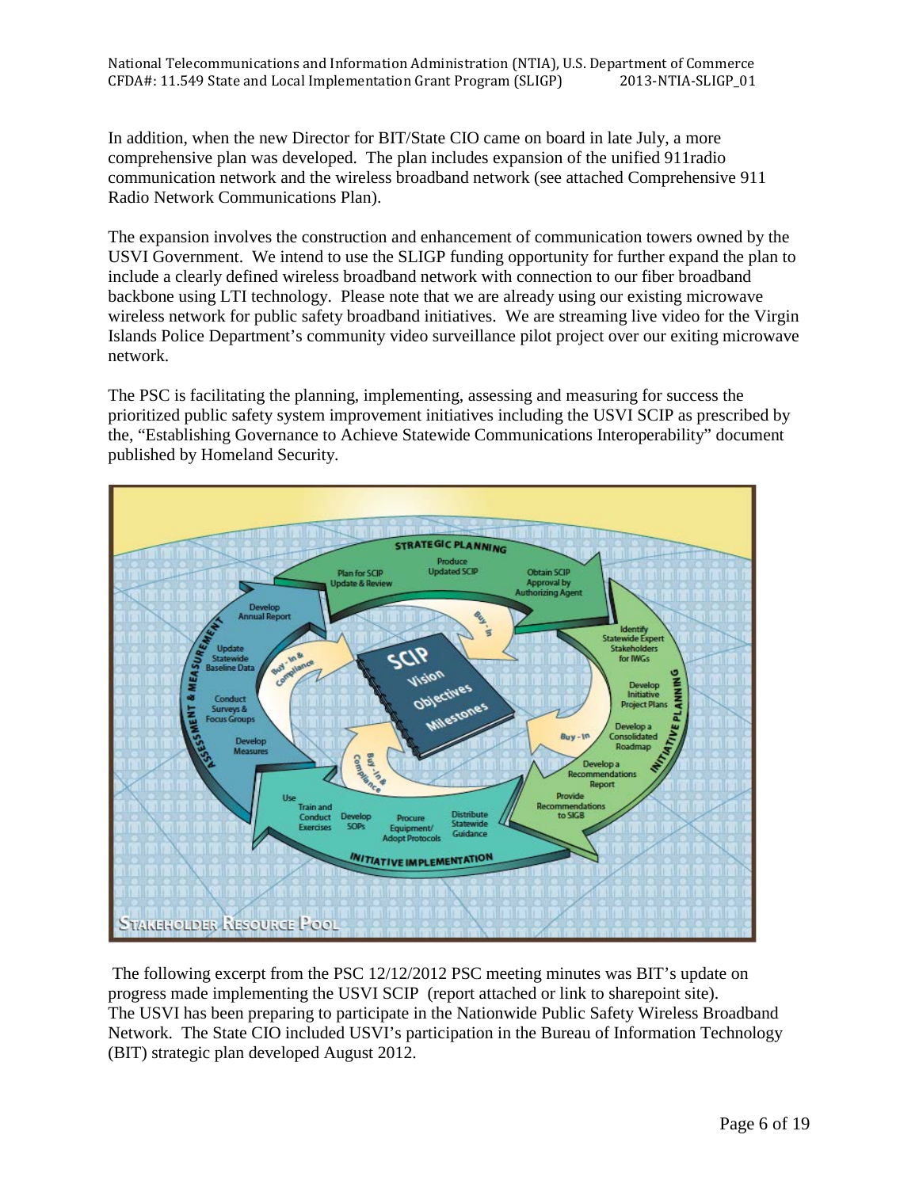In addition, when the new Director for BIT/State CIO came on board in late July, a more comprehensive plan was developed. The plan includes expansion of the unified 911radio communication network and the wireless broadband network (see attached Comprehensive 911 Radio Network Communications Plan).

The expansion involves the construction and enhancement of communication towers owned by the USVI Government. We intend to use the SLIGP funding opportunity for further expand the plan to include a clearly defined wireless broadband network with connection to our fiber broadband backbone using LTI technology. Please note that we are already using our existing microwave wireless network for public safety broadband initiatives. We are streaming live video for the Virgin Islands Police Department's community video surveillance pilot project over our exiting microwave network.

The PSC is facilitating the planning, implementing, assessing and measuring for success the prioritized public safety system improvement initiatives including the USVI SCIP as prescribed by the, "Establishing Governance to Achieve Statewide Communications Interoperability" document published by Homeland Security.

The following excerpt from the PSC 12/12/2012 PSC meeting minutes was BIT's update on progress made implementing the USVI SCIP (report attached or link to sharepoint site). The USVI has been preparing to participate in the Nationwide Public Safety Wireless Broadband Network. The State CIO included USVI's participation in the Bureau of Information Technology (BIT) strategic plan developed August 2012.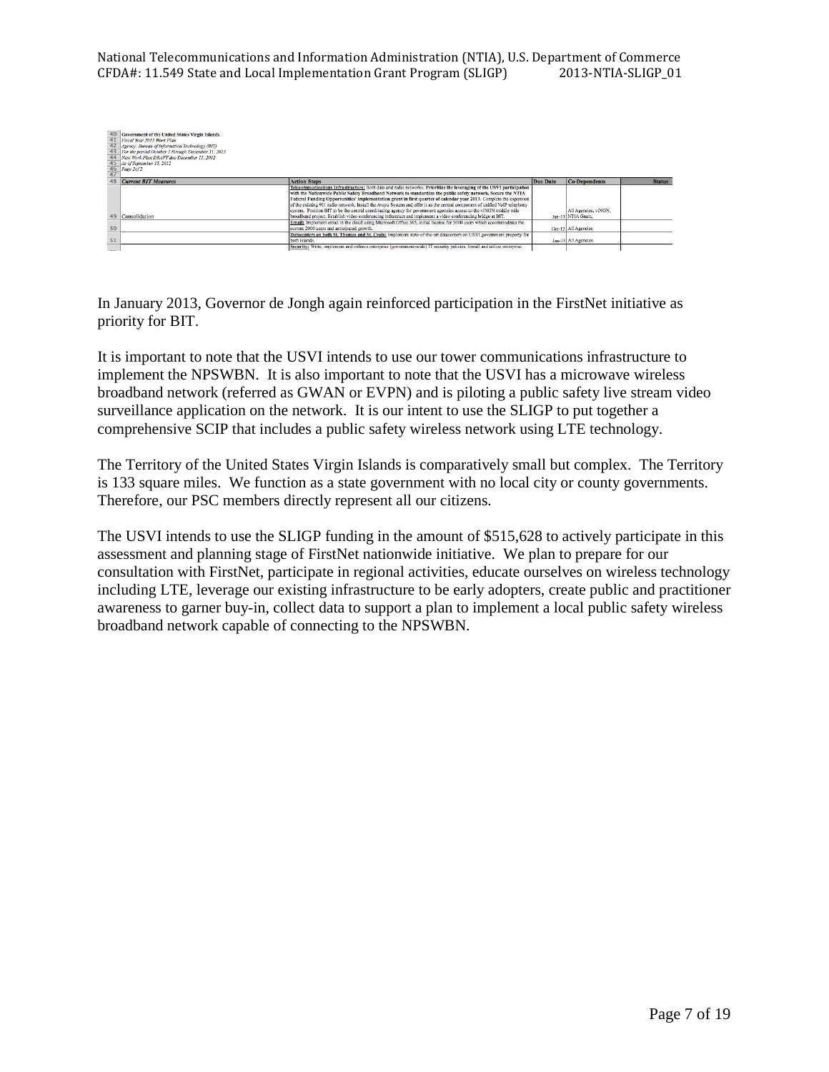| 40 | Government of the United States Virgin Islands | | | | |
|---|---|---|---|---|---|
| 41 | *Fiscal Year 2013 Work Plan* | | | | |
| 42 | *Agency: Bureau of Information Technology (BIT)* | | | | |
| 43 | *For the period October 1 through December 31, 2013* | | | | |
| 44 | *Next Work Plan DRAFT due December 15, 2012* | | | | |
| 45 | *As of September 15, 2012* | | | | |
| 46 | *Page 2of 2* | | | | |
| 47 | | | | | |
| 48 | ***Current BIT Measures*** | **Action Steps** | **Due Date** | **Co-Dependents** | **Status** |
| 49 | Consolidation | **Telecommunications Infrastructure:** Both data and radio networks. **Prioritize the leveraging of the USVI participation with the Nationwide Public Safety Broadband Network to standardize the public safety network. Secure the NTIA Federal Funding Opportunities' implementation grant in first quarter of calendar year 2013.** Complete the expansion of the existing 911 radio network. Install the Avaya System and offer it as the central component of unified VoIP telephony system. Position BIT to be the central coordinating agency for government agencies access to the viNGN middle mile broadband project. Establish video conferencing infrastruct and implement a video conferencing bridge at BIT. | Jun-13 | All Agencies, viNGN, NTIA Grant, | |
| 50 | | **Email:** Implement email in the cloud using Microsoft Office 365, initial license for 3000 users which accommodates the current 2000 users and anticipated growth. | Oct-12 | All Agencies | |
| 51 | | **Datacenters on both St. Thomas and St. Croix:** Implement state-of-the-art datacenters on USVI government property for both islands. | Jan-13 | All Agencies | |
| | | **Security:** Write, implement and enforce enterprise (government-wide) IT security policies. Install and utilize enterprise | | | |

In January 2013, Governor de Jongh again reinforced participation in the FirstNet initiative as priority for BIT.

It is important to note that the USVI intends to use our tower communications infrastructure to implement the NPSWBN. It is also important to note that the USVI has a microwave wireless broadband network (referred as GWAN or EVPN) and is piloting a public safety live stream video surveillance application on the network. It is our intent to use the SLIGP to put together a comprehensive SCIP that includes a public safety wireless network using LTE technology.

The Territory of the United States Virgin Islands is comparatively small but complex. The Territory is 133 square miles. We function as a state government with no local city or county governments. Therefore, our PSC members directly represent all our citizens.

The USVI intends to use the SLIGP funding in the amount of $515,628 to actively participate in this assessment and planning stage of FirstNet nationwide initiative. We plan to prepare for our consultation with FirstNet, participate in regional activities, educate ourselves on wireless technology including LTE, leverage our existing infrastructure to be early adopters, create public and practitioner awareness to garner buy-in, collect data to support a plan to implement a local public safety wireless broadband network capable of connecting to the NPSWBN.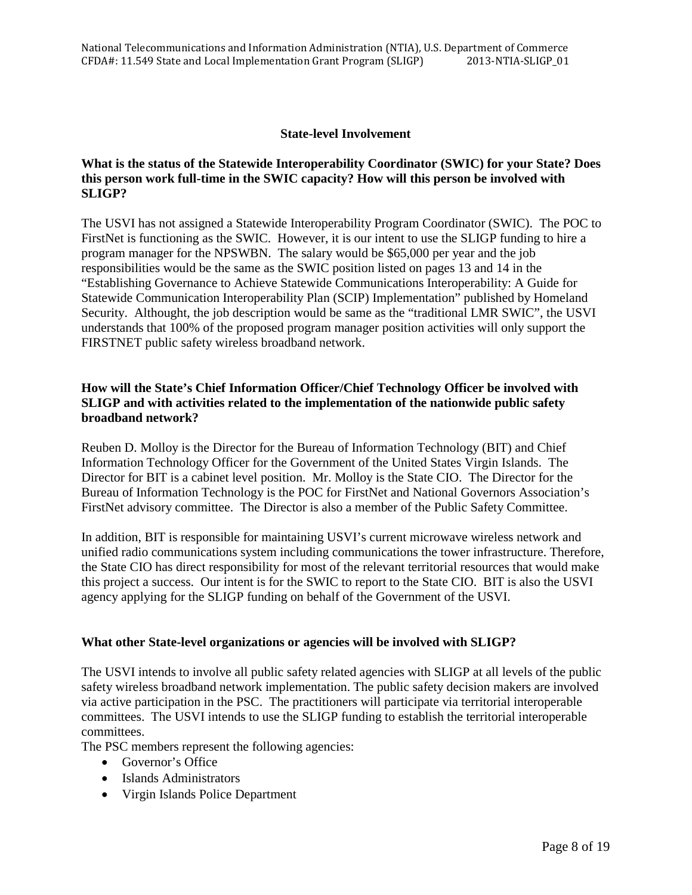## State-level Involvement

**What is the status of the Statewide Interoperability Coordinator (SWIC) for your State? Does this person work full-time in the SWIC capacity? How will this person be involved with SLIGP?**

The USVI has not assigned a Statewide Interoperability Program Coordinator (SWIC). The POC to FirstNet is functioning as the SWIC. However, it is our intent to use the SLIGP funding to hire a program manager for the NPSWBN. The salary would be $65,000 per year and the job responsibilities would be the same as the SWIC position listed on pages 13 and 14 in the "Establishing Governance to Achieve Statewide Communications Interoperability: A Guide for Statewide Communication Interoperability Plan (SCIP) Implementation" published by Homeland Security. Althought, the job description would be same as the "traditional LMR SWIC", the USVI understands that 100% of the proposed program manager position activities will only support the FIRSTNET public safety wireless broadband network.

**How will the State's Chief Information Officer/Chief Technology Officer be involved with SLIGP and with activities related to the implementation of the nationwide public safety broadband network?**

Reuben D. Molloy is the Director for the Bureau of Information Technology (BIT) and Chief Information Technology Officer for the Government of the United States Virgin Islands. The Director for BIT is a cabinet level position. Mr. Molloy is the State CIO. The Director for the Bureau of Information Technology is the POC for FirstNet and National Governors Association's FirstNet advisory committee. The Director is also a member of the Public Safety Committee.

In addition, BIT is responsible for maintaining USVI's current microwave wireless network and unified radio communications system including communications the tower infrastructure. Therefore, the State CIO has direct responsibility for most of the relevant territorial resources that would make this project a success. Our intent is for the SWIC to report to the State CIO. BIT is also the USVI agency applying for the SLIGP funding on behalf of the Government of the USVI.

**What other State-level organizations or agencies will be involved with SLIGP?**

The USVI intends to involve all public safety related agencies with SLIGP at all levels of the public safety wireless broadband network implementation. The public safety decision makers are involved via active participation in the PSC. The practitioners will participate via territorial interoperable committees. The USVI intends to use the SLIGP funding to establish the territorial interoperable committees.

The PSC members represent the following agencies:

- Governor's Office
- Islands Administrators
- Virgin Islands Police Department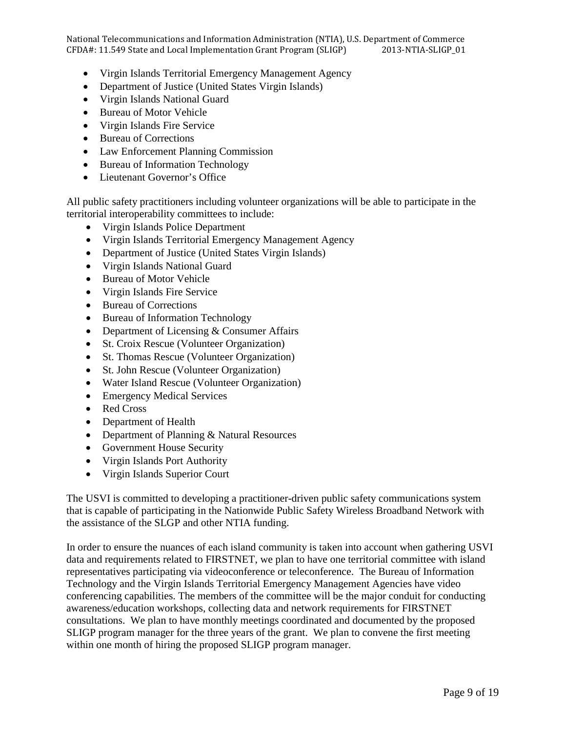- Virgin Islands Territorial Emergency Management Agency
- Department of Justice (United States Virgin Islands)
- Virgin Islands National Guard
- Bureau of Motor Vehicle
- Virgin Islands Fire Service
- Bureau of Corrections
- Law Enforcement Planning Commission
- Bureau of Information Technology
- Lieutenant Governor's Office

All public safety practitioners including volunteer organizations will be able to participate in the territorial interoperability committees to include:

- Virgin Islands Police Department
- Virgin Islands Territorial Emergency Management Agency
- Department of Justice (United States Virgin Islands)
- Virgin Islands National Guard
- Bureau of Motor Vehicle
- Virgin Islands Fire Service
- Bureau of Corrections
- Bureau of Information Technology
- Department of Licensing & Consumer Affairs
- St. Croix Rescue (Volunteer Organization)
- St. Thomas Rescue (Volunteer Organization)
- St. John Rescue (Volunteer Organization)
- Water Island Rescue (Volunteer Organization)
- Emergency Medical Services
- Red Cross
- Department of Health
- Department of Planning & Natural Resources
- Government House Security
- Virgin Islands Port Authority
- Virgin Islands Superior Court

The USVI is committed to developing a practitioner-driven public safety communications system that is capable of participating in the Nationwide Public Safety Wireless Broadband Network with the assistance of the SLGP and other NTIA funding.

In order to ensure the nuances of each island community is taken into account when gathering USVI data and requirements related to FIRSTNET, we plan to have one territorial committee with island representatives participating via videoconference or teleconference. The Bureau of Information Technology and the Virgin Islands Territorial Emergency Management Agencies have video conferencing capabilities. The members of the committee will be the major conduit for conducting awareness/education workshops, collecting data and network requirements for FIRSTNET consultations. We plan to have monthly meetings coordinated and documented by the proposed SLIGP program manager for the three years of the grant. We plan to convene the first meeting within one month of hiring the proposed SLIGP program manager.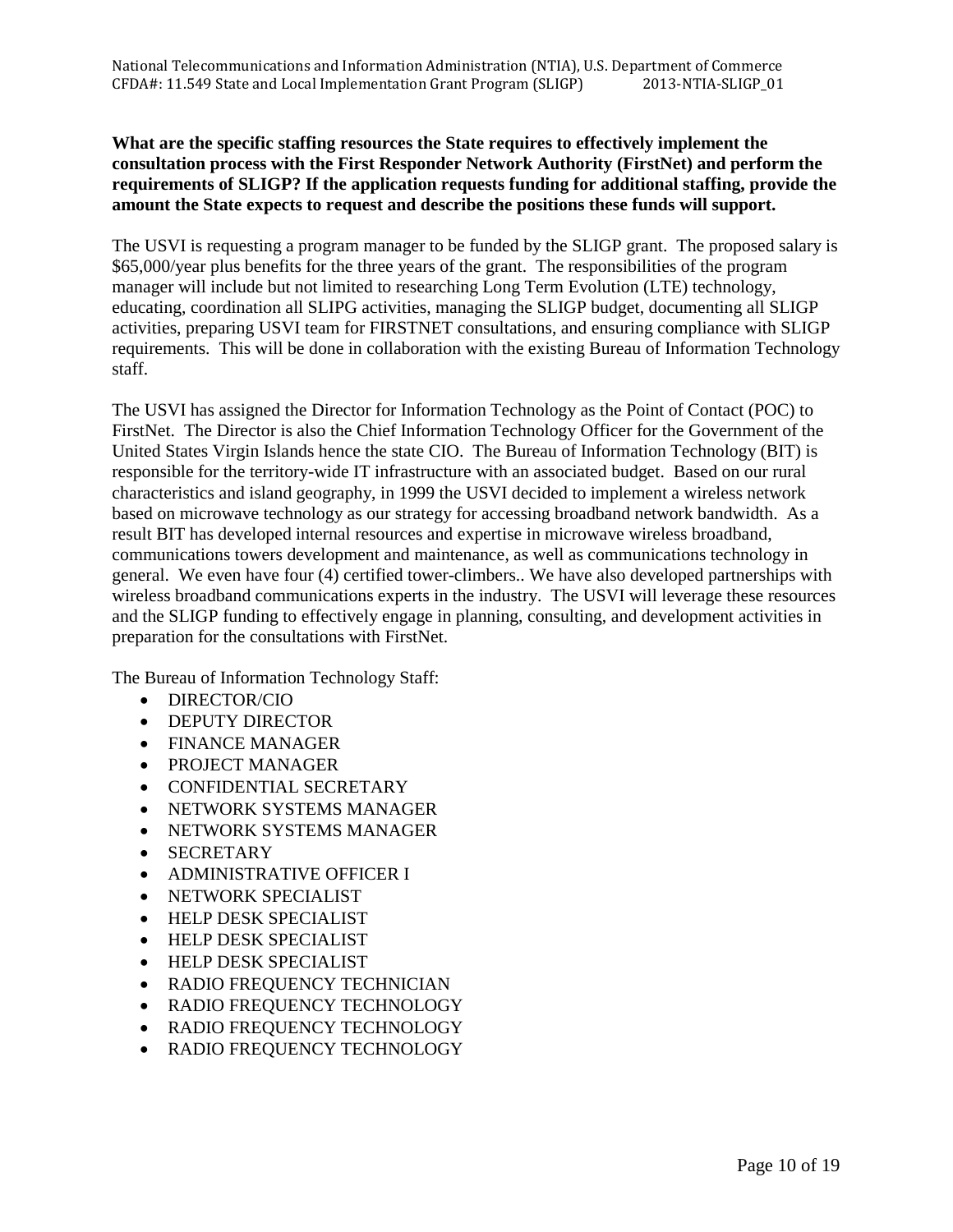**What are the specific staffing resources the State requires to effectively implement the consultation process with the First Responder Network Authority (FirstNet) and perform the requirements of SLIGP? If the application requests funding for additional staffing, provide the amount the State expects to request and describe the positions these funds will support.**

The USVI is requesting a program manager to be funded by the SLIGP grant. The proposed salary is $65,000/year plus benefits for the three years of the grant. The responsibilities of the program manager will include but not limited to researching Long Term Evolution (LTE) technology, educating, coordination all SLIPG activities, managing the SLIGP budget, documenting all SLIGP activities, preparing USVI team for FIRSTNET consultations, and ensuring compliance with SLIGP requirements. This will be done in collaboration with the existing Bureau of Information Technology staff.

The USVI has assigned the Director for Information Technology as the Point of Contact (POC) to FirstNet. The Director is also the Chief Information Technology Officer for the Government of the United States Virgin Islands hence the state CIO. The Bureau of Information Technology (BIT) is responsible for the territory-wide IT infrastructure with an associated budget. Based on our rural characteristics and island geography, in 1999 the USVI decided to implement a wireless network based on microwave technology as our strategy for accessing broadband network bandwidth. As a result BIT has developed internal resources and expertise in microwave wireless broadband, communications towers development and maintenance, as well as communications technology in general. We even have four (4) certified tower-climbers.. We have also developed partnerships with wireless broadband communications experts in the industry. The USVI will leverage these resources and the SLIGP funding to effectively engage in planning, consulting, and development activities in preparation for the consultations with FirstNet.

The Bureau of Information Technology Staff:

- DIRECTOR/CIO
- DEPUTY DIRECTOR
- FINANCE MANAGER
- PROJECT MANAGER
- CONFIDENTIAL SECRETARY
- NETWORK SYSTEMS MANAGER
- NETWORK SYSTEMS MANAGER
- SECRETARY
- ADMINISTRATIVE OFFICER I
- NETWORK SPECIALIST
- HELP DESK SPECIALIST
- HELP DESK SPECIALIST
- HELP DESK SPECIALIST
- RADIO FREQUENCY TECHNICIAN
- RADIO FREQUENCY TECHNOLOGY
- RADIO FREQUENCY TECHNOLOGY
- RADIO FREQUENCY TECHNOLOGY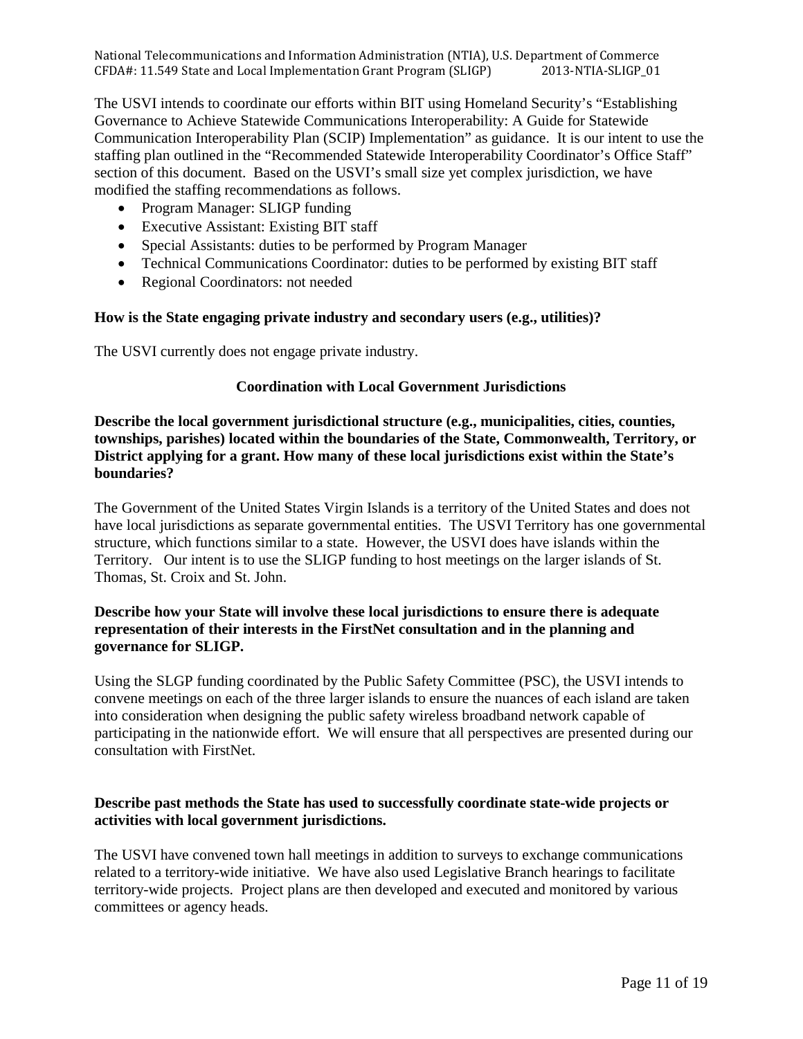The USVI intends to coordinate our efforts within BIT using Homeland Security's "Establishing Governance to Achieve Statewide Communications Interoperability: A Guide for Statewide Communication Interoperability Plan (SCIP) Implementation" as guidance. It is our intent to use the staffing plan outlined in the "Recommended Statewide Interoperability Coordinator's Office Staff" section of this document. Based on the USVI's small size yet complex jurisdiction, we have modified the staffing recommendations as follows.

- Program Manager: SLIGP funding
- Executive Assistant: Existing BIT staff
- Special Assistants: duties to be performed by Program Manager
- Technical Communications Coordinator: duties to be performed by existing BIT staff
- Regional Coordinators: not needed

**How is the State engaging private industry and secondary users (e.g., utilities)?**

The USVI currently does not engage private industry.

## Coordination with Local Government Jurisdictions

**Describe the local government jurisdictional structure (e.g., municipalities, cities, counties, townships, parishes) located within the boundaries of the State, Commonwealth, Territory, or District applying for a grant. How many of these local jurisdictions exist within the State's boundaries?**

The Government of the United States Virgin Islands is a territory of the United States and does not have local jurisdictions as separate governmental entities. The USVI Territory has one governmental structure, which functions similar to a state. However, the USVI does have islands within the Territory. Our intent is to use the SLIGP funding to host meetings on the larger islands of St. Thomas, St. Croix and St. John.

**Describe how your State will involve these local jurisdictions to ensure there is adequate representation of their interests in the FirstNet consultation and in the planning and governance for SLIGP.**

Using the SLGP funding coordinated by the Public Safety Committee (PSC), the USVI intends to convene meetings on each of the three larger islands to ensure the nuances of each island are taken into consideration when designing the public safety wireless broadband network capable of participating in the nationwide effort. We will ensure that all perspectives are presented during our consultation with FirstNet.

**Describe past methods the State has used to successfully coordinate state-wide projects or activities with local government jurisdictions.**

The USVI have convened town hall meetings in addition to surveys to exchange communications related to a territory-wide initiative. We have also used Legislative Branch hearings to facilitate territory-wide projects. Project plans are then developed and executed and monitored by various committees or agency heads.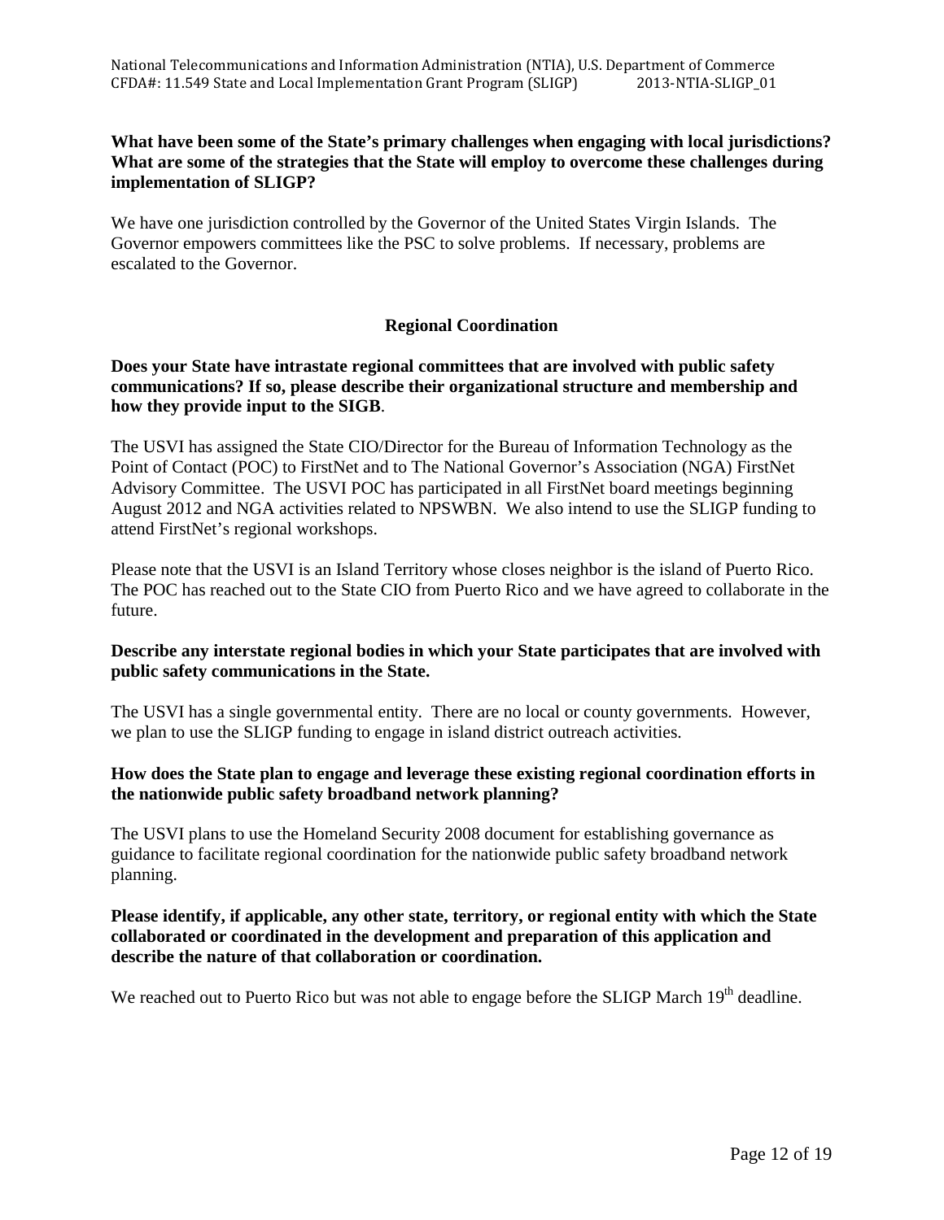**What have been some of the State's primary challenges when engaging with local jurisdictions? What are some of the strategies that the State will employ to overcome these challenges during implementation of SLIGP?**

We have one jurisdiction controlled by the Governor of the United States Virgin Islands. The Governor empowers committees like the PSC to solve problems. If necessary, problems are escalated to the Governor.

## Regional Coordination

**Does your State have intrastate regional committees that are involved with public safety communications? If so, please describe their organizational structure and membership and how they provide input to the SIGB.**

The USVI has assigned the State CIO/Director for the Bureau of Information Technology as the Point of Contact (POC) to FirstNet and to The National Governor's Association (NGA) FirstNet Advisory Committee. The USVI POC has participated in all FirstNet board meetings beginning August 2012 and NGA activities related to NPSWBN. We also intend to use the SLIGP funding to attend FirstNet's regional workshops.

Please note that the USVI is an Island Territory whose closes neighbor is the island of Puerto Rico. The POC has reached out to the State CIO from Puerto Rico and we have agreed to collaborate in the future.

**Describe any interstate regional bodies in which your State participates that are involved with public safety communications in the State.**

The USVI has a single governmental entity. There are no local or county governments. However, we plan to use the SLIGP funding to engage in island district outreach activities.

**How does the State plan to engage and leverage these existing regional coordination efforts in the nationwide public safety broadband network planning?**

The USVI plans to use the Homeland Security 2008 document for establishing governance as guidance to facilitate regional coordination for the nationwide public safety broadband network planning.

**Please identify, if applicable, any other state, territory, or regional entity with which the State collaborated or coordinated in the development and preparation of this application and describe the nature of that collaboration or coordination.**

We reached out to Puerto Rico but was not able to engage before the SLIGP March 19th deadline.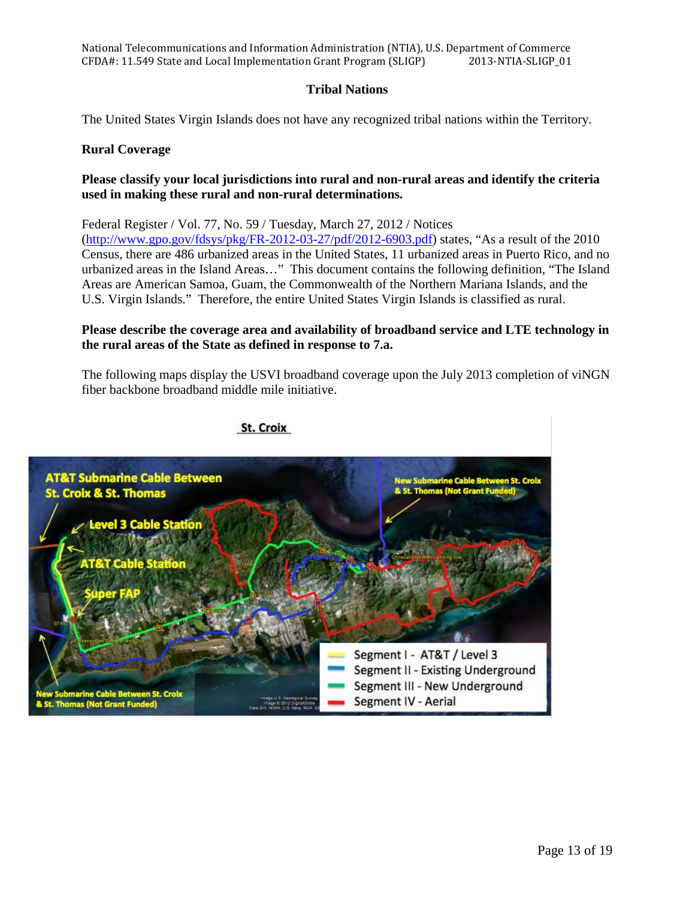### Tribal Nations

The United States Virgin Islands does not have any recognized tribal nations within the Territory.

### Rural Coverage

**Please classify your local jurisdictions into rural and non-rural areas and identify the criteria used in making these rural and non-rural determinations.**

Federal Register / Vol. 77, No. 59 / Tuesday, March 27, 2012 / Notices (http://www.gpo.gov/fdsys/pkg/FR-2012-03-27/pdf/2012-6903.pdf) states, "As a result of the 2010 Census, there are 486 urbanized areas in the United States, 11 urbanized areas in Puerto Rico, and no urbanized areas in the Island Areas…" This document contains the following definition, "The Island Areas are American Samoa, Guam, the Commonwealth of the Northern Mariana Islands, and the U.S. Virgin Islands." Therefore, the entire United States Virgin Islands is classified as rural.

**Please describe the coverage area and availability of broadband service and LTE technology in the rural areas of the State as defined in response to 7.a.**

The following maps display the USVI broadband coverage upon the July 2013 completion of viNGN fiber backbone broadband middle mile initiative.

**St. Croix**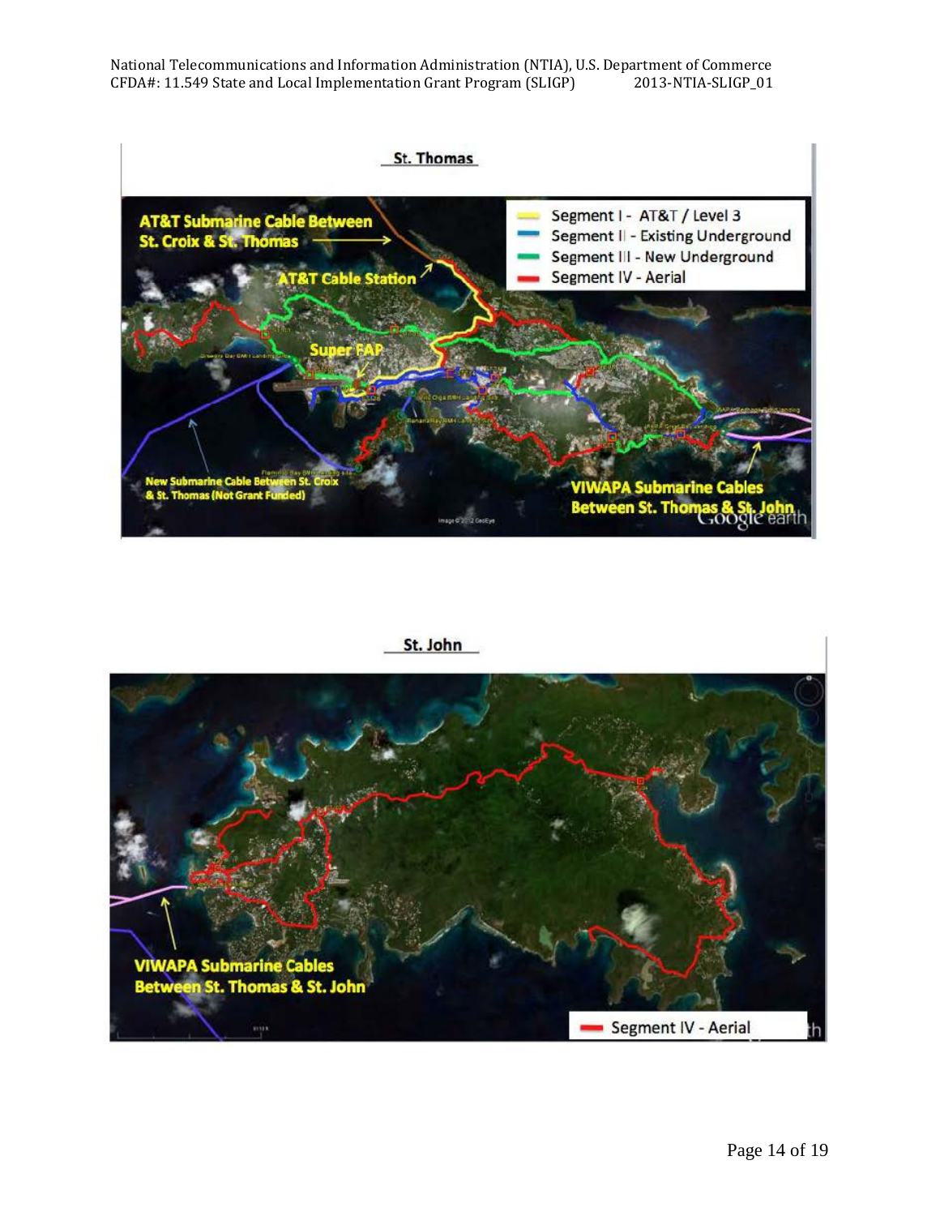St. Thomas

St. John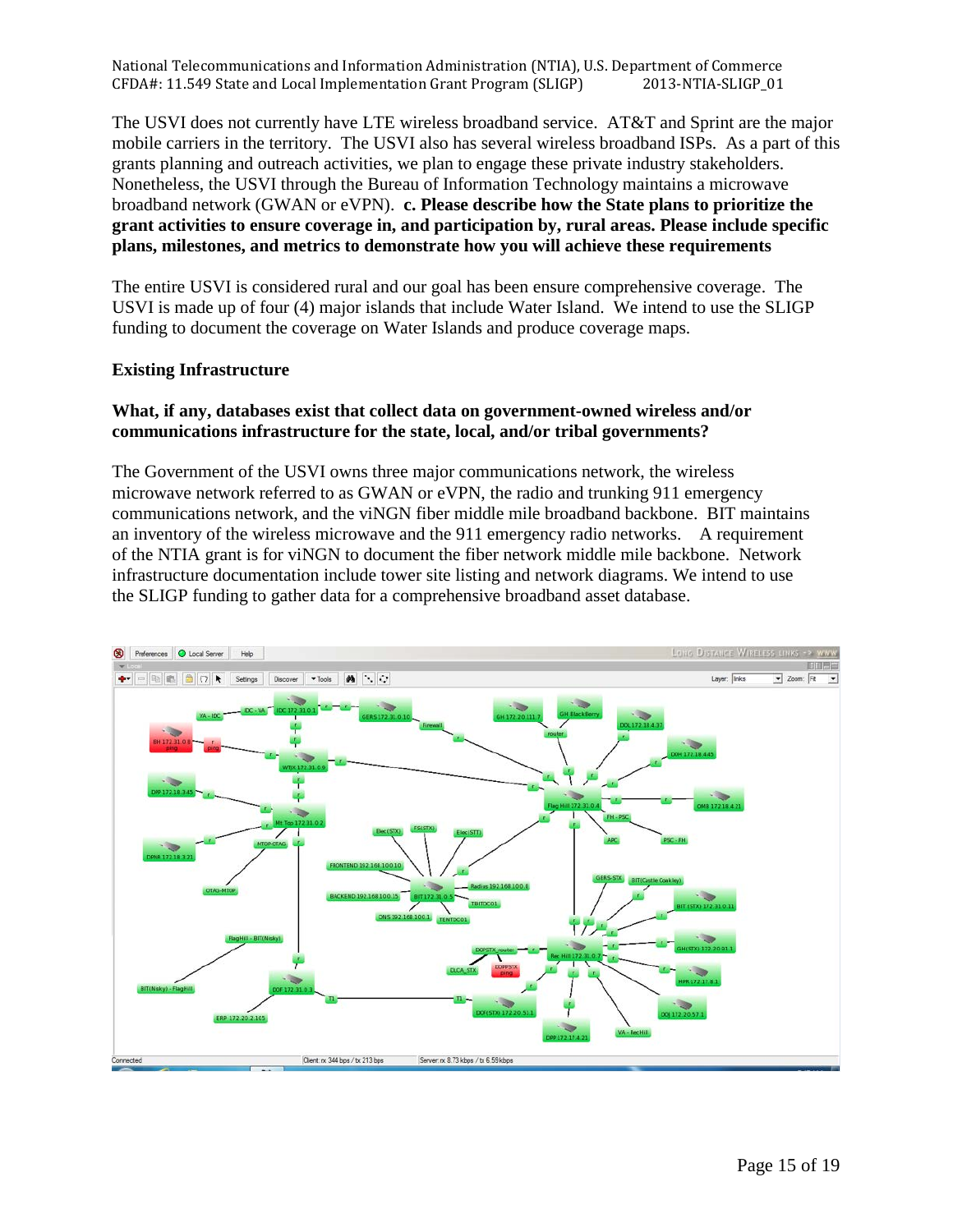The USVI does not currently have LTE wireless broadband service. AT&T and Sprint are the major mobile carriers in the territory. The USVI also has several wireless broadband ISPs. As a part of this grants planning and outreach activities, we plan to engage these private industry stakeholders. Nonetheless, the USVI through the Bureau of Information Technology maintains a microwave broadband network (GWAN or eVPN). **c. Please describe how the State plans to prioritize the grant activities to ensure coverage in, and participation by, rural areas. Please include specific plans, milestones, and metrics to demonstrate how you will achieve these requirements**

The entire USVI is considered rural and our goal has been ensure comprehensive coverage. The USVI is made up of four (4) major islands that include Water Island. We intend to use the SLIGP funding to document the coverage on Water Islands and produce coverage maps.

**Existing Infrastructure**

**What, if any, databases exist that collect data on government-owned wireless and/or communications infrastructure for the state, local, and/or tribal governments?**

The Government of the USVI owns three major communications network, the wireless microwave network referred to as GWAN or eVPN, the radio and trunking 911 emergency communications network, and the viNGN fiber middle mile broadband backbone. BIT maintains an inventory of the wireless microwave and the 911 emergency radio networks. A requirement of the NTIA grant is for viNGN to document the fiber network middle mile backbone. Network infrastructure documentation include tower site listing and network diagrams. We intend to use the SLIGP funding to gather data for a comprehensive broadband asset database.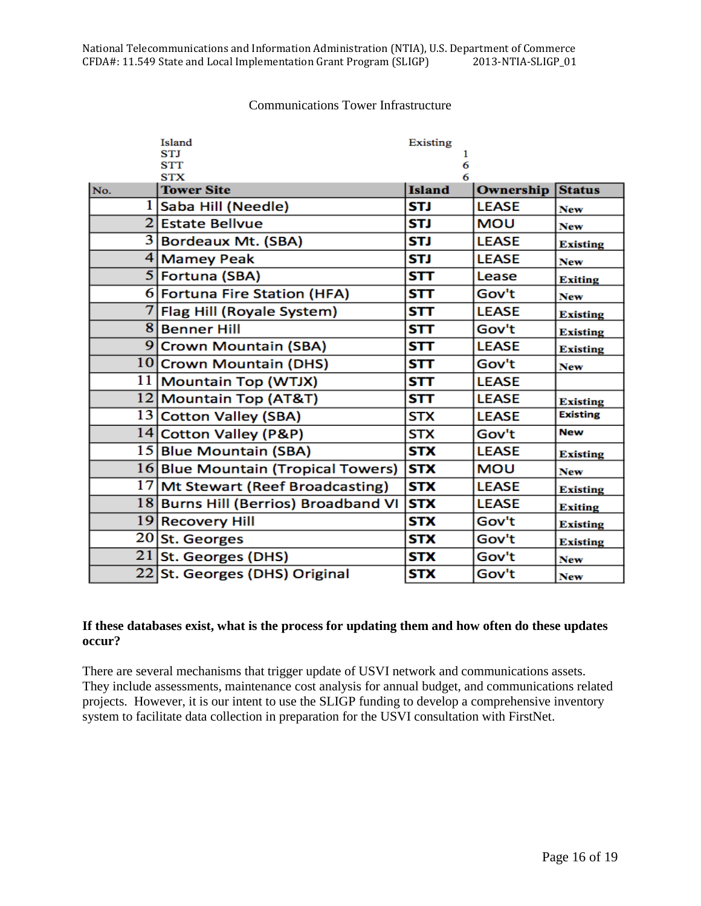Communications Tower Infrastructure

| Island | Existing |
| --- | --- |
| STJ | 1 |
| STT | 6 |
| STX | 6 |

| No. | Tower Site | Island | Ownership | Status |
| --- | --- | --- | --- | --- |
| 1 | Saba Hill (Needle) | STJ | LEASE | New |
| 2 | Estate Bellvue | STJ | MOU | New |
| 3 | Bordeaux Mt. (SBA) | STJ | LEASE | Existing |
| 4 | Mamey Peak | STJ | LEASE | New |
| 5 | Fortuna (SBA) | STT | Lease | Exiting |
| 6 | Fortuna Fire Station (HFA) | STT | Gov't | New |
| 7 | Flag Hill (Royale System) | STT | LEASE | Existing |
| 8 | Benner Hill | STT | Gov't | Existing |
| 9 | Crown Mountain (SBA) | STT | LEASE | Existing |
| 10 | Crown Mountain (DHS) | STT | Gov't | New |
| 11 | Mountain Top (WTJX) | STT | LEASE | |
| 12 | Mountain Top (AT&T) | STT | LEASE | Existing |
| 13 | Cotton Valley (SBA) | STX | LEASE | Existing |
| 14 | Cotton Valley (P&P) | STX | Gov't | New |
| 15 | Blue Mountain (SBA) | STX | LEASE | Existing |
| 16 | Blue Mountain (Tropical Towers) | STX | MOU | New |
| 17 | Mt Stewart (Reef Broadcasting) | STX | LEASE | Existing |
| 18 | Burns Hill (Berrios) Broadband VI | STX | LEASE | Exiting |
| 19 | Recovery Hill | STX | Gov't | Existing |
| 20 | St. Georges | STX | Gov't | Existing |
| 21 | St. Georges (DHS) | STX | Gov't | New |
| 22 | St. Georges (DHS) Original | STX | Gov't | New |

**If these databases exist, what is the process for updating them and how often do these updates occur?**

There are several mechanisms that trigger update of USVI network and communications assets. They include assessments, maintenance cost analysis for annual budget, and communications related projects. However, it is our intent to use the SLIGP funding to develop a comprehensive inventory system to facilitate data collection in preparation for the USVI consultation with FirstNet.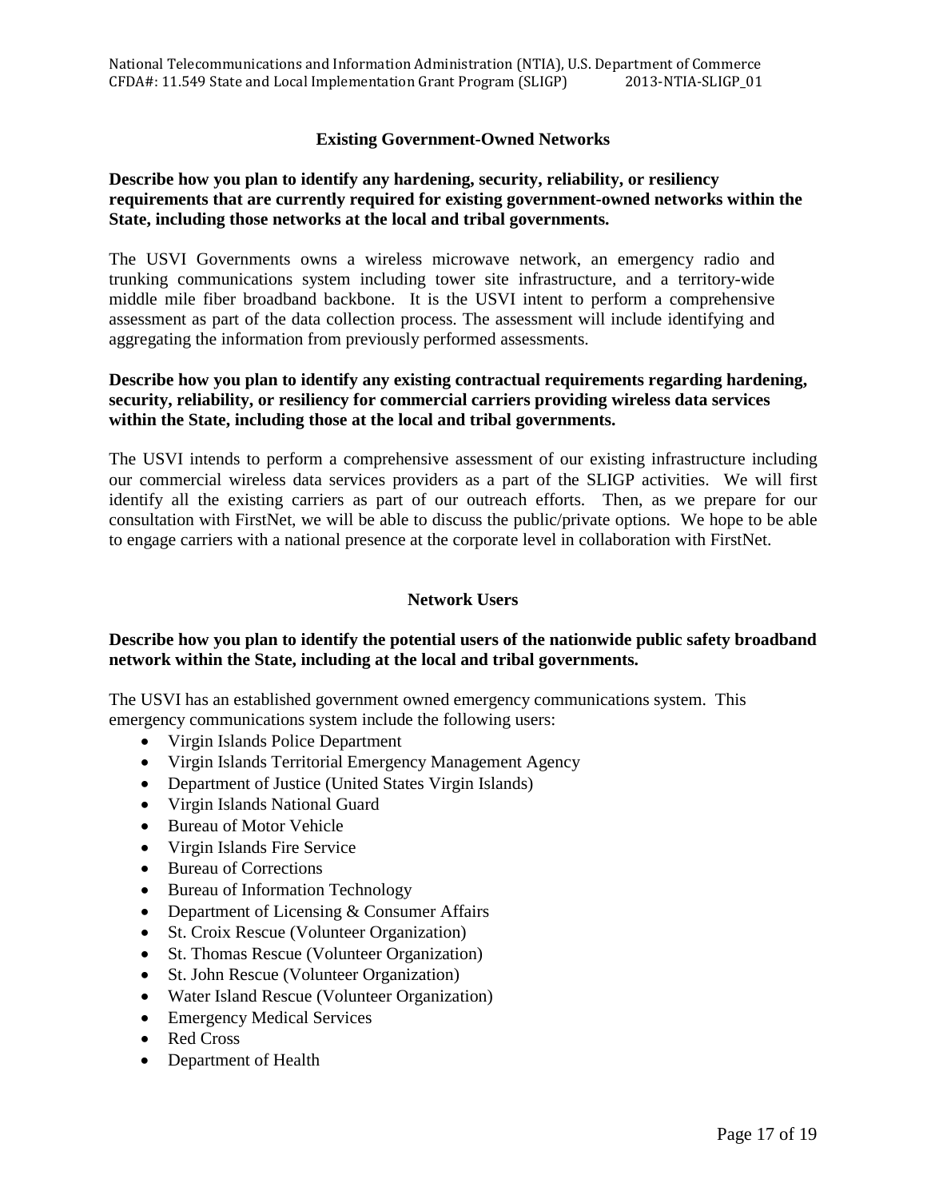## Existing Government-Owned Networks

**Describe how you plan to identify any hardening, security, reliability, or resiliency requirements that are currently required for existing government-owned networks within the State, including those networks at the local and tribal governments.**

The USVI Governments owns a wireless microwave network, an emergency radio and trunking communications system including tower site infrastructure, and a territory-wide middle mile fiber broadband backbone. It is the USVI intent to perform a comprehensive assessment as part of the data collection process. The assessment will include identifying and aggregating the information from previously performed assessments.

**Describe how you plan to identify any existing contractual requirements regarding hardening, security, reliability, or resiliency for commercial carriers providing wireless data services within the State, including those at the local and tribal governments.**

The USVI intends to perform a comprehensive assessment of our existing infrastructure including our commercial wireless data services providers as a part of the SLIGP activities. We will first identify all the existing carriers as part of our outreach efforts. Then, as we prepare for our consultation with FirstNet, we will be able to discuss the public/private options. We hope to be able to engage carriers with a national presence at the corporate level in collaboration with FirstNet.

## Network Users

**Describe how you plan to identify the potential users of the nationwide public safety broadband network within the State, including at the local and tribal governments.**

The USVI has an established government owned emergency communications system. This emergency communications system include the following users:

- Virgin Islands Police Department
- Virgin Islands Territorial Emergency Management Agency
- Department of Justice (United States Virgin Islands)
- Virgin Islands National Guard
- Bureau of Motor Vehicle
- Virgin Islands Fire Service
- Bureau of Corrections
- Bureau of Information Technology
- Department of Licensing & Consumer Affairs
- St. Croix Rescue (Volunteer Organization)
- St. Thomas Rescue (Volunteer Organization)
- St. John Rescue (Volunteer Organization)
- Water Island Rescue (Volunteer Organization)
- Emergency Medical Services
- Red Cross
- Department of Health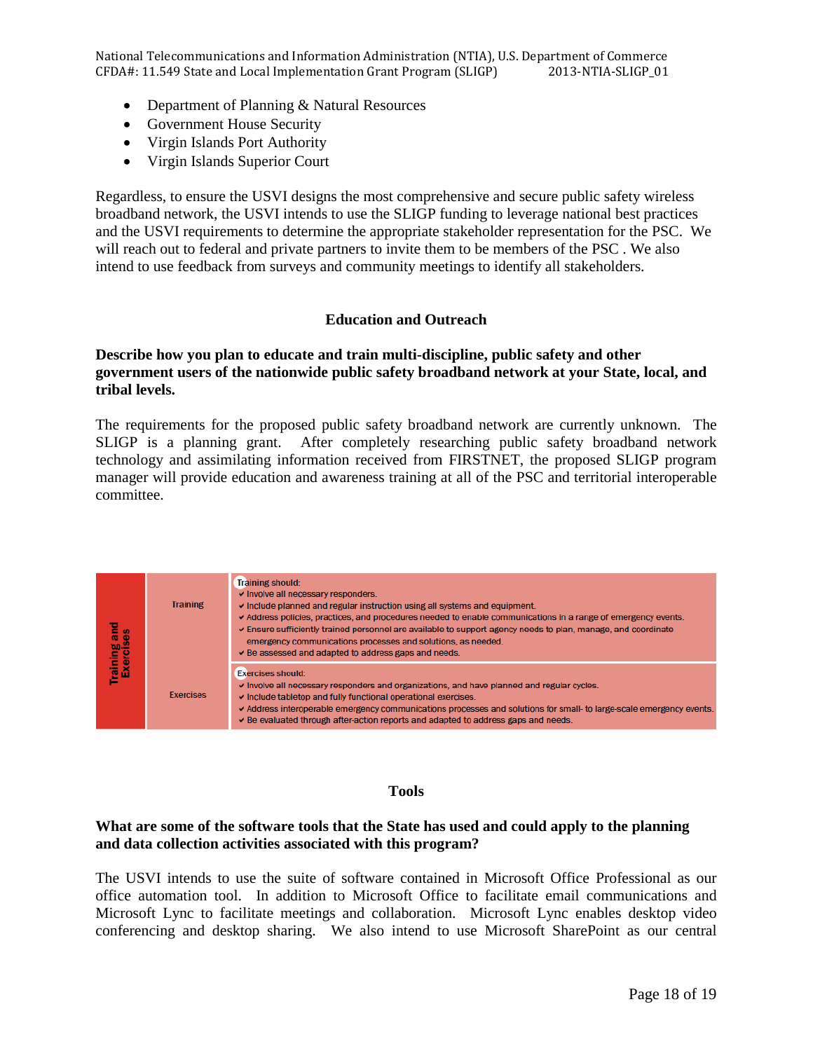- Department of Planning & Natural Resources
- Government House Security
- Virgin Islands Port Authority
- Virgin Islands Superior Court

Regardless, to ensure the USVI designs the most comprehensive and secure public safety wireless broadband network, the USVI intends to use the SLIGP funding to leverage national best practices and the USVI requirements to determine the appropriate stakeholder representation for the PSC. We will reach out to federal and private partners to invite them to be members of the PSC . We also intend to use feedback from surveys and community meetings to identify all stakeholders.

## Education and Outreach

**Describe how you plan to educate and train multi-discipline, public safety and other government users of the nationwide public safety broadband network at your State, local, and tribal levels.**

The requirements for the proposed public safety broadband network are currently unknown. The SLIGP is a planning grant. After completely researching public safety broadband network technology and assimilating information received from FIRSTNET, the proposed SLIGP program manager will provide education and awareness training at all of the PSC and territorial interoperable committee.

| Training and Exercises | | |
|---|---|---|
| | Training | Training should:<br>✔ Involve all necessary responders.<br>✔ Include planned and regular instruction using all systems and equipment.<br>✔ Address policies, practices, and procedures needed to enable communications in a range of emergency events.<br>✔ Ensure sufficiently trained personnel are available to support agency needs to plan, manage, and coordinate emergency communications processes and solutions, as needed.<br>✔ Be assessed and adapted to address gaps and needs. |
| | Exercises | Exercises should:<br>✔ Involve all necessary responders and organizations, and have planned and regular cycles.<br>✔ Include tabletop and fully functional operational exercises.<br>✔ Address interoperable emergency communications processes and solutions for small- to large-scale emergency events.<br>✔ Be evaluated through after-action reports and adapted to address gaps and needs. |

## Tools

**What are some of the software tools that the State has used and could apply to the planning and data collection activities associated with this program?**

The USVI intends to use the suite of software contained in Microsoft Office Professional as our office automation tool. In addition to Microsoft Office to facilitate email communications and Microsoft Lync to facilitate meetings and collaboration. Microsoft Lync enables desktop video conferencing and desktop sharing. We also intend to use Microsoft SharePoint as our central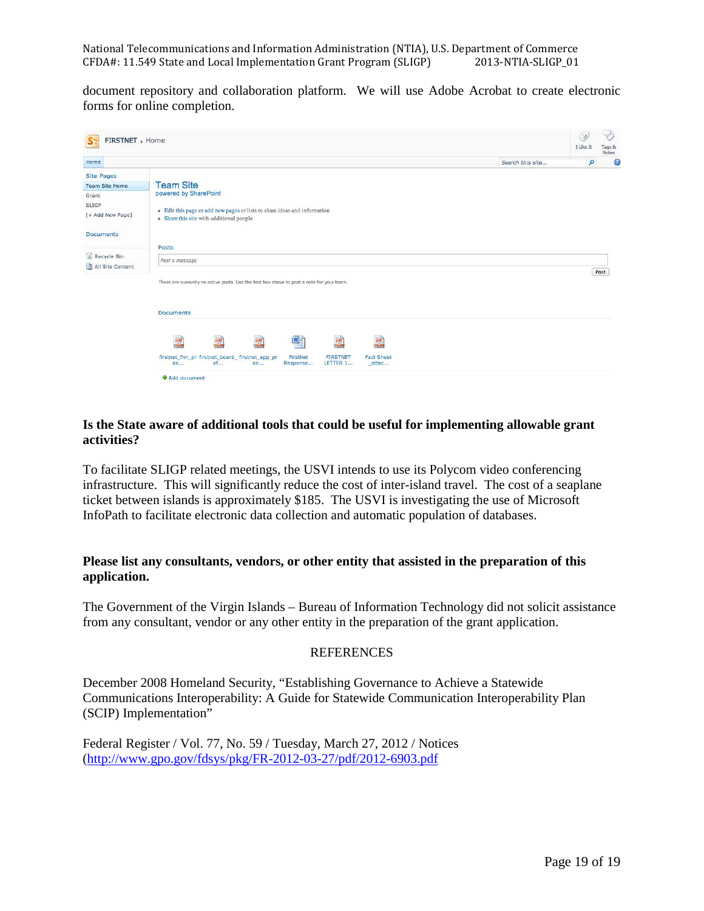document repository and collaboration platform. We will use Adobe Acrobat to create electronic forms for online completion.

FIRSTNET › Home

I Like It

Tags & Notes

Home

Search this site...

Site Pages

Team Site Home

Grant

SLIGP

[+ Add New Page]

Documents

Recycle Bin

All Site Content

Team Site

powered by SharePoint

- Edit this page or add new pages or lists to share ideas and information
- Share this site with additional people

Posts

Post a message

Post

There are currently no active posts. Use the text box above to post a note for your team.

Documents

firstnet_fnn_pres... firstnet_board_of... firstnet_app_pres... FirstNet Respons... FIRSTNET LETTER 1... Fact Sheet _attac...

Add document

**Is the State aware of additional tools that could be useful for implementing allowable grant activities?**

To facilitate SLIGP related meetings, the USVI intends to use its Polycom video conferencing infrastructure. This will significantly reduce the cost of inter-island travel. The cost of a seaplane ticket between islands is approximately $185. The USVI is investigating the use of Microsoft InfoPath to facilitate electronic data collection and automatic population of databases.

**Please list any consultants, vendors, or other entity that assisted in the preparation of this application.**

The Government of the Virgin Islands – Bureau of Information Technology did not solicit assistance from any consultant, vendor or any other entity in the preparation of the grant application.

## REFERENCES

December 2008 Homeland Security, "Establishing Governance to Achieve a Statewide Communications Interoperability: A Guide for Statewide Communication Interoperability Plan (SCIP) Implementation"

Federal Register / Vol. 77, No. 59 / Tuesday, March 27, 2012 / Notices (http://www.gpo.gov/fdsys/pkg/FR-2012-03-27/pdf/2012-6903.pdf